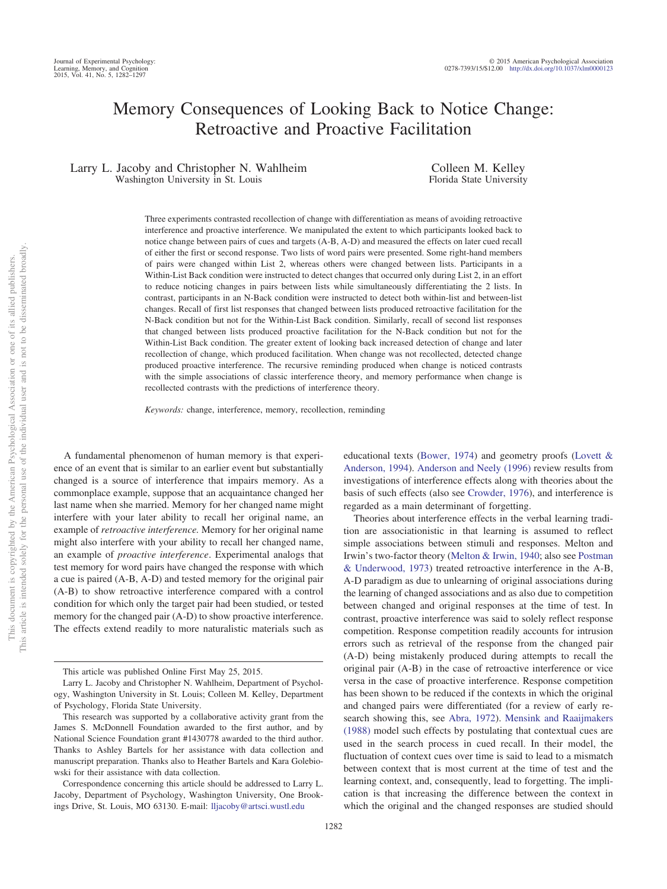# Memory Consequences of Looking Back to Notice Change: Retroactive and Proactive Facilitation

Larry L. Jacoby and Christopher N. Wahlheim
Washington University in St. Louis

Colleen M. Kelley
Florida State University

Three experiments contrasted recollection of change with differentiation as means of avoiding retroactive interference and proactive interference. We manipulated the extent to which participants looked back to notice change between pairs of cues and targets (A-B, A-D) and measured the effects on later cued recall of either the first or second response. Two lists of word pairs were presented. Some right-hand members of pairs were changed within List 2, whereas others were changed between lists. Participants in a Within-List Back condition were instructed to detect changes that occurred only during List 2, in an effort to reduce noticing changes in pairs between lists while simultaneously differentiating the 2 lists. In contrast, participants in an N-Back condition were instructed to detect both within-list and between-list changes. Recall of first list responses that changed between lists produced retroactive facilitation for the N-Back condition but not for the Within-List Back condition. Similarly, recall of second list responses that changed between lists produced proactive facilitation for the N-Back condition but not for the Within-List Back condition. The greater extent of looking back increased detection of change and later recollection of change, which produced facilitation. When change was not recollected, detected change produced proactive interference. The recursive reminding produced when change is noticed contrasts with the simple associations of classic interference theory, and memory performance when change is recollected contrasts with the predictions of interference theory.

*Keywords:* change, interference, memory, recollection, reminding

A fundamental phenomenon of human memory is that experience of an event that is similar to an earlier event but substantially changed is a source of interference that impairs memory. As a commonplace example, suppose that an acquaintance changed her last name when she married. Memory for her changed name might interfere with your later ability to recall her original name, an example of *retroactive interference.* Memory for her original name might also interfere with your ability to recall her changed name, an example of *proactive interference*. Experimental analogs that test memory for word pairs have changed the response with which a cue is paired (A-B, A-D) and tested memory for the original pair (A-B) to show retroactive interference compared with a control condition for which only the target pair had been studied, or tested memory for the changed pair (A-D) to show proactive interference. The effects extend readily to more naturalistic materials such as educational texts (Bower, 1974) and geometry proofs (Lovett & Anderson, 1994). Anderson and Neely (1996) review results from investigations of interference effects along with theories about the basis of such effects (also see Crowder, 1976), and interference is regarded as a main determinant of forgetting.

Theories about interference effects in the verbal learning tradition are associationistic in that learning is assumed to reflect simple associations between stimuli and responses. Melton and Irwin's two-factor theory (Melton & Irwin, 1940; also see Postman & Underwood, 1973) treated retroactive interference in the A-B, A-D paradigm as due to unlearning of original associations during the learning of changed associations and as also due to competition between changed and original responses at the time of test. In contrast, proactive interference was said to solely reflect response competition. Response competition readily accounts for intrusion errors such as retrieval of the response from the changed pair (A-D) being mistakenly produced during attempts to recall the original pair (A-B) in the case of retroactive interference or vice versa in the case of proactive interference. Response competition has been shown to be reduced if the contexts in which the original and changed pairs were differentiated (for a review of early research showing this, see Abra, 1972). Mensink and Raaijmakers (1988) model such effects by postulating that contextual cues are used in the search process in cued recall. In their model, the fluctuation of context cues over time is said to lead to a mismatch between context that is most current at the time of test and the learning context, and, consequently, lead to forgetting. The implication is that increasing the difference between the context in which the original and the changed responses are studied should

This article was published Online First May 25, 2015.

Larry L. Jacoby and Christopher N. Wahlheim, Department of Psychology, Washington University in St. Louis; Colleen M. Kelley, Department of Psychology, Florida State University.

This research was supported by a collaborative activity grant from the James S. McDonnell Foundation awarded to the first author, and by National Science Foundation grant #1430778 awarded to the third author. Thanks to Ashley Bartels for her assistance with data collection and manuscript preparation. Thanks also to Heather Bartels and Kara Golebiowski for their assistance with data collection.

Correspondence concerning this article should be addressed to Larry L. Jacoby, Department of Psychology, Washington University, One Brookings Drive, St. Louis, MO 63130. E-mail: lljacoby@artsci.wustl.edu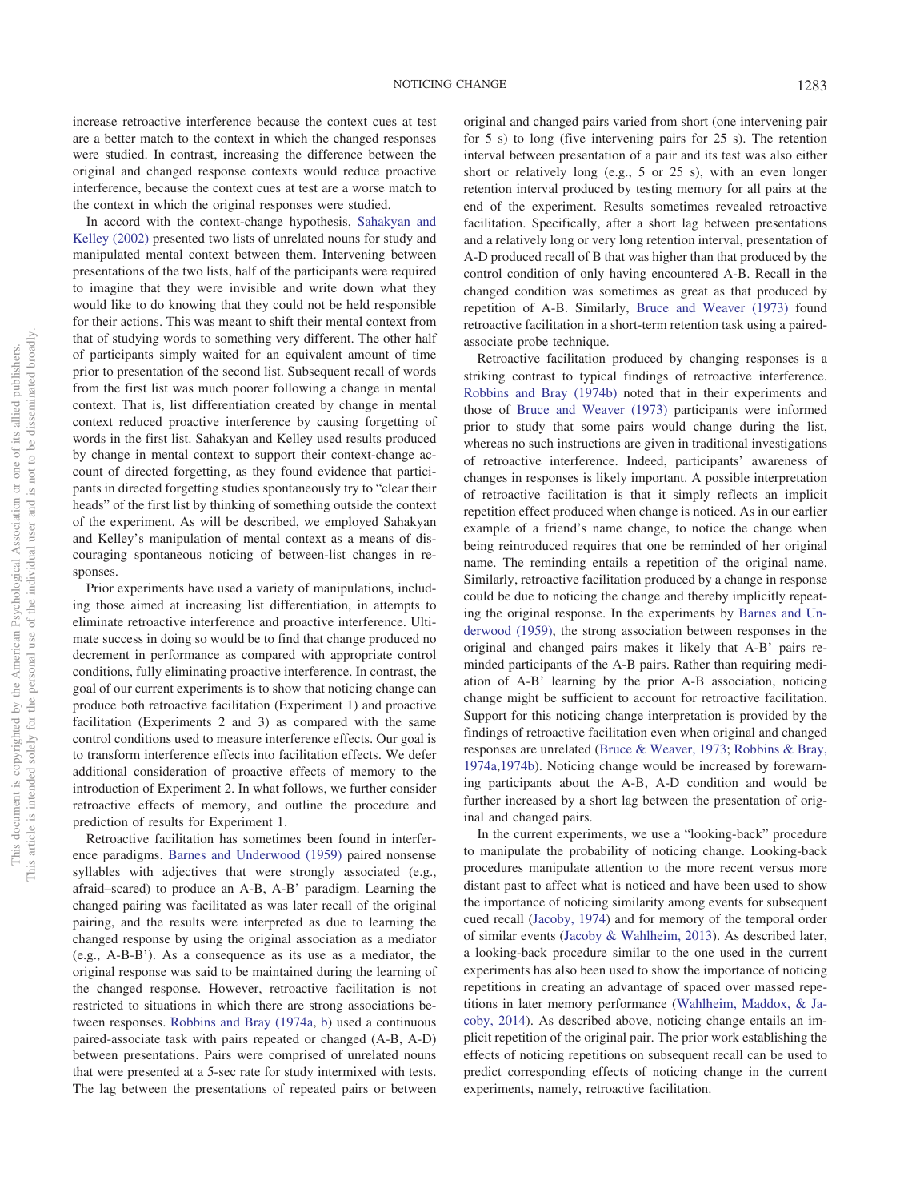increase retroactive interference because the context cues at test are a better match to the context in which the changed responses were studied. In contrast, increasing the difference between the original and changed response contexts would reduce proactive interference, because the context cues at test are a worse match to the context in which the original responses were studied.

In accord with the context-change hypothesis, Sahakyan and Kelley (2002) presented two lists of unrelated nouns for study and manipulated mental context between them. Intervening between presentations of the two lists, half of the participants were required to imagine that they were invisible and write down what they would like to do knowing that they could not be held responsible for their actions. This was meant to shift their mental context from that of studying words to something very different. The other half of participants simply waited for an equivalent amount of time prior to presentation of the second list. Subsequent recall of words from the first list was much poorer following a change in mental context. That is, list differentiation created by change in mental context reduced proactive interference by causing forgetting of words in the first list. Sahakyan and Kelley used results produced by change in mental context to support their context-change account of directed forgetting, as they found evidence that participants in directed forgetting studies spontaneously try to "clear their heads" of the first list by thinking of something outside the context of the experiment. As will be described, we employed Sahakyan and Kelley's manipulation of mental context as a means of discouraging spontaneous noticing of between-list changes in responses.

Prior experiments have used a variety of manipulations, including those aimed at increasing list differentiation, in attempts to eliminate retroactive interference and proactive interference. Ultimate success in doing so would be to find that change produced no decrement in performance as compared with appropriate control conditions, fully eliminating proactive interference. In contrast, the goal of our current experiments is to show that noticing change can produce both retroactive facilitation (Experiment 1) and proactive facilitation (Experiments 2 and 3) as compared with the same control conditions used to measure interference effects. Our goal is to transform interference effects into facilitation effects. We defer additional consideration of proactive effects of memory to the introduction of Experiment 2. In what follows, we further consider retroactive effects of memory, and outline the procedure and prediction of results for Experiment 1.

Retroactive facilitation has sometimes been found in interference paradigms. Barnes and Underwood (1959) paired nonsense syllables with adjectives that were strongly associated (e.g., afraid–scared) to produce an A-B, A-B' paradigm. Learning the changed pairing was facilitated as was later recall of the original pairing, and the results were interpreted as due to learning the changed response by using the original association as a mediator (e.g., A-B-B'). As a consequence as its use as a mediator, the original response was said to be maintained during the learning of the changed response. However, retroactive facilitation is not restricted to situations in which there are strong associations between responses. Robbins and Bray (1974a, b) used a continuous paired-associate task with pairs repeated or changed (A-B, A-D) between presentations. Pairs were comprised of unrelated nouns that were presented at a 5-sec rate for study intermixed with tests. The lag between the presentations of repeated pairs or between original and changed pairs varied from short (one intervening pair for 5 s) to long (five intervening pairs for 25 s). The retention interval between presentation of a pair and its test was also either short or relatively long (e.g., 5 or 25 s), with an even longer retention interval produced by testing memory for all pairs at the end of the experiment. Results sometimes revealed retroactive facilitation. Specifically, after a short lag between presentations and a relatively long or very long retention interval, presentation of A-D produced recall of B that was higher than that produced by the control condition of only having encountered A-B. Recall in the changed condition was sometimes as great as that produced by repetition of A-B. Similarly, Bruce and Weaver (1973) found retroactive facilitation in a short-term retention task using a paired-associate probe technique.

Retroactive facilitation produced by changing responses is a striking contrast to typical findings of retroactive interference. Robbins and Bray (1974b) noted that in their experiments and those of Bruce and Weaver (1973) participants were informed prior to study that some pairs would change during the list, whereas no such instructions are given in traditional investigations of retroactive interference. Indeed, participants' awareness of changes in responses is likely important. A possible interpretation of retroactive facilitation is that it simply reflects an implicit repetition effect produced when change is noticed. As in our earlier example of a friend's name change, to notice the change when being reintroduced requires that one be reminded of her original name. The reminding entails a repetition of the original name. Similarly, retroactive facilitation produced by a change in response could be due to noticing the change and thereby implicitly repeating the original response. In the experiments by Barnes and Underwood (1959), the strong association between responses in the original and changed pairs makes it likely that A-B' pairs reminded participants of the A-B pairs. Rather than requiring mediation of A-B' learning by the prior A-B association, noticing change might be sufficient to account for retroactive facilitation. Support for this noticing change interpretation is provided by the findings of retroactive facilitation even when original and changed responses are unrelated (Bruce & Weaver, 1973; Robbins & Bray, 1974a,1974b). Noticing change would be increased by forewarning participants about the A-B, A-D condition and would be further increased by a short lag between the presentation of original and changed pairs.

In the current experiments, we use a "looking-back" procedure to manipulate the probability of noticing change. Looking-back procedures manipulate attention to the more recent versus more distant past to affect what is noticed and have been used to show the importance of noticing similarity among events for subsequent cued recall (Jacoby, 1974) and for memory of the temporal order of similar events (Jacoby & Wahlheim, 2013). As described later, a looking-back procedure similar to the one used in the current experiments has also been used to show the importance of noticing repetitions in creating an advantage of spaced over massed repetitions in later memory performance (Wahlheim, Maddox, & Jacoby, 2014). As described above, noticing change entails an implicit repetition of the original pair. The prior work establishing the effects of noticing repetitions on subsequent recall can be used to predict corresponding effects of noticing change in the current experiments, namely, retroactive facilitation.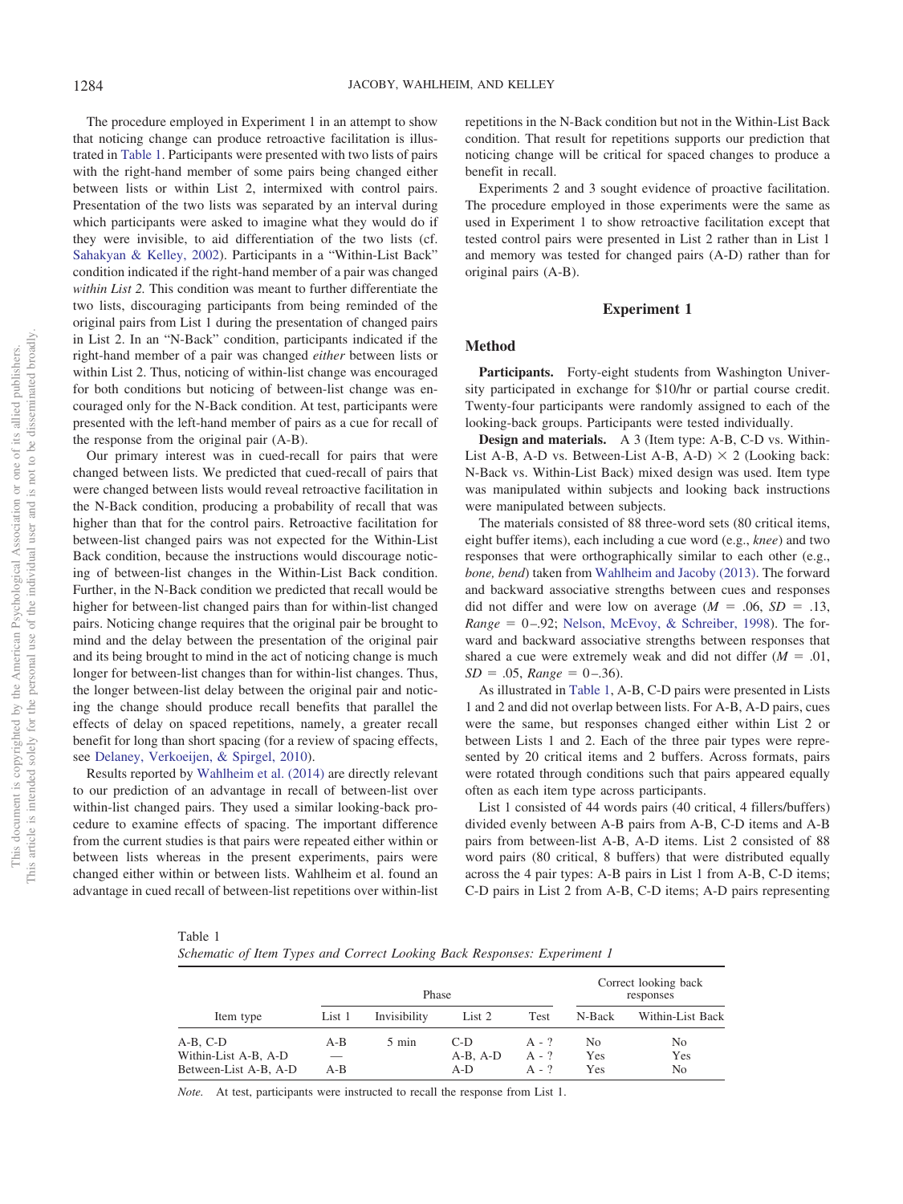The procedure employed in Experiment 1 in an attempt to show that noticing change can produce retroactive facilitation is illustrated in Table 1. Participants were presented with two lists of pairs with the right-hand member of some pairs being changed either between lists or within List 2, intermixed with control pairs. Presentation of the two lists was separated by an interval during which participants were asked to imagine what they would do if they were invisible, to aid differentiation of the two lists (cf. Sahakyan & Kelley, 2002). Participants in a "Within-List Back" condition indicated if the right-hand member of a pair was changed *within List 2.* This condition was meant to further differentiate the two lists, discouraging participants from being reminded of the original pairs from List 1 during the presentation of changed pairs in List 2. In an "N-Back" condition, participants indicated if the right-hand member of a pair was changed *either* between lists or within List 2. Thus, noticing of within-list change was encouraged for both conditions but noticing of between-list change was encouraged only for the N-Back condition. At test, participants were presented with the left-hand member of pairs as a cue for recall of the response from the original pair (A-B).

Our primary interest was in cued-recall for pairs that were changed between lists. We predicted that cued-recall of pairs that were changed between lists would reveal retroactive facilitation in the N-Back condition, producing a probability of recall that was higher than that for the control pairs. Retroactive facilitation for between-list changed pairs was not expected for the Within-List Back condition, because the instructions would discourage noticing of between-list changes in the Within-List Back condition. Further, in the N-Back condition we predicted that recall would be higher for between-list changed pairs than for within-list changed pairs. Noticing change requires that the original pair be brought to mind and the delay between the presentation of the original pair and its being brought to mind in the act of noticing change is much longer for between-list changes than for within-list changes. Thus, the longer between-list delay between the original pair and noticing the change should produce recall benefits that parallel the effects of delay on spaced repetitions, namely, a greater recall benefit for long than short spacing (for a review of spacing effects, see Delaney, Verkoeijen, & Spirgel, 2010).

Results reported by Wahlheim et al. (2014) are directly relevant to our prediction of an advantage in cued recall of between-list over within-list changed pairs. They used a similar looking-back procedure to examine effects of spacing. The important difference from the current studies is that pairs were repeated either within or between lists whereas in the present experiments, pairs were changed either within or between lists. Wahlheim et al. found an advantage in cued recall of between-list repetitions over within-list repetitions in the N-Back condition but not in the Within-List Back condition. That result for repetitions supports our prediction that noticing change will be critical for spaced changes to produce a benefit in recall.

Experiments 2 and 3 sought evidence of proactive facilitation. The procedure employed in those experiments were the same as used in Experiment 1 to show retroactive facilitation except that tested control pairs were presented in List 2 rather than in List 1 and memory was tested for changed pairs (A-D) rather than for original pairs (A-B).

## Experiment 1

### Method

**Participants.** Forty-eight students from Washington University participated in exchange for $10/hr or partial course credit. Twenty-four participants were randomly assigned to each of the looking-back groups. Participants were tested individually.

**Design and materials.** A 3 (Item type: A-B, C-D vs. Within-List A-B, A-D vs. Between-List A-B, A-D) × 2 (Looking back: N-Back vs. Within-List Back) mixed design was used. Item type was manipulated within subjects and looking back instructions were manipulated between subjects.

The materials consisted of 88 three-word sets (80 critical items, eight buffer items), each including a cue word (e.g., *knee*) and two responses that were orthographically similar to each other (e.g., *bone, bend*) taken from Wahlheim and Jacoby (2013). The forward and backward associative strengths between cues and responses did not differ and were low on average ($M$ = .06, $SD$ = .13, $Range$ = 0–.92; Nelson, McEvoy, & Schreiber, 1998). The forward and backward associative strengths between responses that shared a cue were extremely weak and did not differ ($M$ = .01, $SD$ = .05, $Range$ = 0–.36).

As illustrated in Table 1, A-B, C-D pairs were presented in Lists 1 and 2 and did not overlap between lists. For A-B, A-D pairs, cues were the same, but responses changed either within List 2 or between Lists 1 and 2. Each of the three pair types were represented by 20 critical items and 2 buffers. Across formats, pairs were rotated through conditions such that pairs appeared equally often as each item type across participants.

List 1 consisted of 44 words pairs (40 critical, 4 fillers/buffers) divided evenly between A-B pairs from A-B, C-D items and A-B pairs from between-list A-B, A-D items. List 2 consisted of 88 word pairs (80 critical, 8 buffers) that were distributed equally across the 4 pair types: A-B pairs in List 1 from A-B, C-D items; C-D pairs in List 2 from A-B, C-D items; A-D pairs representing

Table 1
*Schematic of Item Types and Correct Looking Back Responses: Experiment 1*

| Item type | Phase | | | | Correct looking back responses | |
|---|---|---|---|---|---|---|
| | List 1 | Invisibility | List 2 | Test | N-Back | Within-List Back |
| A-B, C-D | A-B | 5 min | C-D | A - ? | No | No |
| Within-List A-B, A-D | — | | A-B, A-D | A - ? | Yes | Yes |
| Between-List A-B, A-D | A-B | | A-D | A - ? | Yes | No |

*Note.* At test, participants were instructed to recall the response from List 1.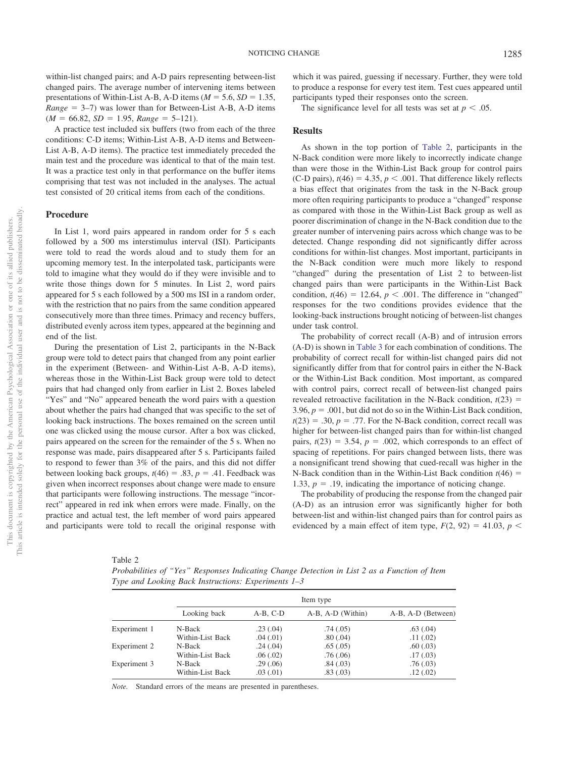within-list changed pairs; and A-D pairs representing between-list changed pairs. The average number of intervening items between presentations of Within-List A-B, A-D items ($M = 5.6$, $SD = 1.35$, $Range = 3–7$) was lower than for Between-List A-B, A-D items ($M = 66.82$, $SD = 1.95$, $Range = 5–121$).

A practice test included six buffers (two from each of the three conditions: C-D items; Within-List A-B, A-D items and Between-List A-B, A-D items). The practice test immediately preceded the main test and the procedure was identical to that of the main test. It was a practice test only in that performance on the buffer items comprising that test was not included in the analyses. The actual test consisted of 20 critical items from each of the conditions.

## Procedure

In List 1, word pairs appeared in random order for 5 s each followed by a 500 ms interstimulus interval (ISI). Participants were told to read the words aloud and to study them for an upcoming memory test. In the interpolated task, participants were told to imagine what they would do if they were invisible and to write those things down for 5 minutes. In List 2, word pairs appeared for 5 s each followed by a 500 ms ISI in a random order, with the restriction that no pairs from the same condition appeared consecutively more than three times. Primacy and recency buffers, distributed evenly across item types, appeared at the beginning and end of the list.

During the presentation of List 2, participants in the N-Back group were told to detect pairs that changed from any point earlier in the experiment (Between- and Within-List A-B, A-D items), whereas those in the Within-List Back group were told to detect pairs that had changed only from earlier in List 2. Boxes labeled "Yes" and "No" appeared beneath the word pairs with a question about whether the pairs had changed that was specific to the set of looking back instructions. The boxes remained on the screen until one was clicked using the mouse cursor. After a box was clicked, pairs appeared on the screen for the remainder of the 5 s. When no response was made, pairs disappeared after 5 s. Participants failed to respond to fewer than 3% of the pairs, and this did not differ between looking back groups, $t(46) = .83$, $p = .41$. Feedback was given when incorrect responses about change were made to ensure that participants were following instructions. The message "incorrect" appeared in red ink when errors were made. Finally, on the practice and actual test, the left member of word pairs appeared and participants were told to recall the original response with which it was paired, guessing if necessary. Further, they were told to produce a response for every test item. Test cues appeared until participants typed their responses onto the screen.

The significance level for all tests was set at $p < .05$.

## Results

As shown in the top portion of Table 2, participants in the N-Back condition were more likely to incorrectly indicate change than were those in the Within-List Back group for control pairs (C-D pairs), $t(46) = 4.35$, $p < .001$. That difference likely reflects a bias effect that originates from the task in the N-Back group more often requiring participants to produce a "changed" response as compared with those in the Within-List Back group as well as poorer discrimination of change in the N-Back condition due to the greater number of intervening pairs across which change was to be detected. Change responding did not significantly differ across conditions for within-list changes. Most important, participants in the N-Back condition were much more likely to respond "changed" during the presentation of List 2 to between-list changed pairs than were participants in the Within-List Back condition, $t(46) = 12.64$, $p < .001$. The difference in "changed" responses for the two conditions provides evidence that the looking-back instructions brought noticing of between-list changes under task control.

The probability of correct recall (A-B) and of intrusion errors (A-D) is shown in Table 3 for each combination of conditions. The probability of correct recall for within-list changed pairs did not significantly differ from that for control pairs in either the N-Back or the Within-List Back condition. Most important, as compared with control pairs, correct recall of between-list changed pairs revealed retroactive facilitation in the N-Back condition, $t(23) = 3.96$, $p = .001$, but did not do so in the Within-List Back condition, $t(23) = .30$, $p = .77$. For the N-Back condition, correct recall was higher for between-list changed pairs than for within-list changed pairs, $t(23) = 3.54$, $p = .002$, which corresponds to an effect of spacing of repetitions. For pairs changed between lists, there was a nonsignificant trend showing that cued-recall was higher in the N-Back condition than in the Within-List Back condition $t(46) = 1.33$, $p = .19$, indicating the importance of noticing change.

The probability of producing the response from the changed pair (A-D) as an intrusion error was significantly higher for both between-list and within-list changed pairs than for control pairs as evidenced by a main effect of item type, $F(2, 92) = 41.03$, $p <$

Table 2
*Probabilities of "Yes" Responses Indicating Change Detection in List 2 as a Function of Item Type and Looking Back Instructions: Experiments 1–3*

| | | Item type | | |
|---|---|---|---|---|
| | Looking back | A-B, C-D | A-B, A-D (Within) | A-B, A-D (Between) |
| Experiment 1 | N-Back | .23 (.04) | .74 (.05) | .63 (.04) |
| | Within-List Back | .04 (.01) | .80 (.04) | .11 (.02) |
| Experiment 2 | N-Back | .24 (.04) | .65 (.05) | .60 (.03) |
| | Within-List Back | .06 (.02) | .76 (.06) | .17 (.03) |
| Experiment 3 | N-Back | .29 (.06) | .84 (.03) | .76 (.03) |
| | Within-List Back | .03 (.01) | .83 (.03) | .12 (.02) |

*Note.* Standard errors of the means are presented in parentheses.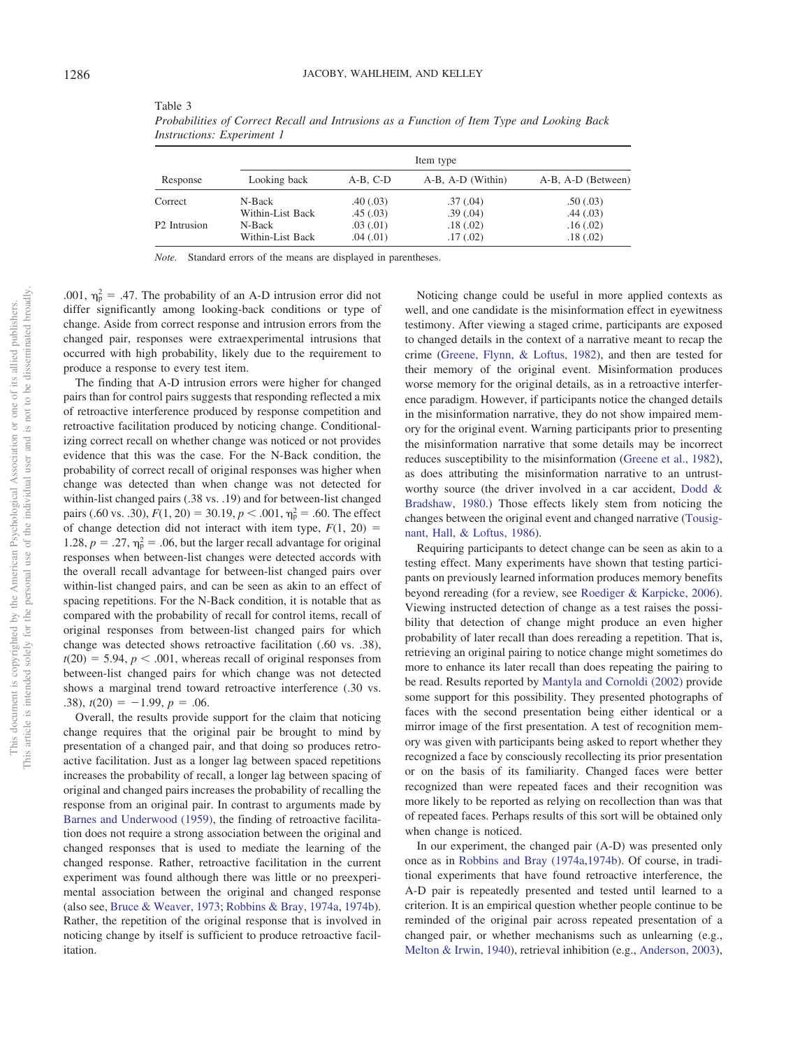Table 3
*Probabilities of Correct Recall and Intrusions as a Function of Item Type and Looking Back Instructions: Experiment 1*

| Response | Looking back | Item type | | |
|---|---|---|---|---|
| | | A-B, C-D | A-B, A-D (Within) | A-B, A-D (Between) |
| Correct | N-Back | .40 (.03) | .37 (.04) | .50 (.03) |
| | Within-List Back | .45 (.03) | .39 (.04) | .44 (.03) |
| P2 Intrusion | N-Back | .03 (.01) | .18 (.02) | .16 (.02) |
| | Within-List Back | .04 (.01) | .17 (.02) | .18 (.02) |

*Note.* Standard errors of the means are displayed in parentheses.

.001, $\eta_p^2 = .47$. The probability of an A-D intrusion error did not differ significantly among looking-back conditions or type of change. Aside from correct response and intrusion errors from the changed pair, responses were extraexperimental intrusions that occurred with high probability, likely due to the requirement to produce a response to every test item.

The finding that A-D intrusion errors were higher for changed pairs than for control pairs suggests that responding reflected a mix of retroactive interference produced by response competition and retroactive facilitation produced by noticing change. Conditionalizing correct recall on whether change was noticed or not provides evidence that this was the case. For the N-Back condition, the probability of correct recall of original responses was higher when change was detected than when change was not detected for within-list changed pairs (.38 vs. .19) and for between-list changed pairs (.60 vs. .30), $F(1, 20) = 30.19$, $p < .001$, $\eta_p^2 = .60$. The effect of change detection did not interact with item type, $F(1, 20) = 1.28$, $p = .27$, $\eta_p^2 = .06$, but the larger recall advantage for original responses when between-list changes were detected accords with the overall recall advantage for between-list changed pairs over within-list changed pairs, and can be seen as akin to an effect of spacing repetitions. For the N-Back condition, it is notable that as compared with the probability of recall for control items, recall of original responses from between-list changed pairs for which change was detected shows retroactive facilitation (.60 vs. .38), $t(20) = 5.94$, $p < .001$, whereas recall of original responses from between-list changed pairs for which change was not detected shows a marginal trend toward retroactive interference (.30 vs. .38), $t(20) = -1.99$, $p = .06$.

Overall, the results provide support for the claim that noticing change requires that the original pair be brought to mind by presentation of a changed pair, and that doing so produces retroactive facilitation. Just as a longer lag between spaced repetitions increases the probability of recall, a longer lag between spacing of original and changed pairs increases the probability of recalling the response from an original pair. In contrast to arguments made by Barnes and Underwood (1959), the finding of retroactive facilitation does not require a strong association between the original and changed responses that is used to mediate the learning of the changed response. Rather, retroactive facilitation in the current experiment was found although there was little or no preexperimental association between the original and changed response (also see, Bruce & Weaver, 1973; Robbins & Bray, 1974a, 1974b). Rather, the repetition of the original response that is involved in noticing change by itself is sufficient to produce retroactive facilitation.

Noticing change could be useful in more applied contexts as well, and one candidate is the misinformation effect in eyewitness testimony. After viewing a staged crime, participants are exposed to changed details in the context of a narrative meant to recap the crime (Greene, Flynn, & Loftus, 1982), and then are tested for their memory of the original event. Misinformation produces worse memory for the original details, as in a retroactive interference paradigm. However, if participants notice the changed details in the misinformation narrative, they do not show impaired memory for the original event. Warning participants prior to presenting the misinformation narrative that some details may be incorrect reduces susceptibility to the misinformation (Greene et al., 1982), as does attributing the misinformation narrative to an untrustworthy source (the driver involved in a car accident, Dodd & Bradshaw, 1980.) Those effects likely stem from noticing the changes between the original event and changed narrative (Tousignant, Hall, & Loftus, 1986).

Requiring participants to detect change can be seen as akin to a testing effect. Many experiments have shown that testing participants on previously learned information produces memory benefits beyond rereading (for a review, see Roediger & Karpicke, 2006). Viewing instructed detection of change as a test raises the possibility that detection of change might produce an even higher probability of later recall than does rereading a repetition. That is, retrieving an original pairing to notice change might sometimes do more to enhance its later recall than does repeating the pairing to be read. Results reported by Mantyla and Cornoldi (2002) provide some support for this possibility. They presented photographs of faces with the second presentation being either identical or a mirror image of the first presentation. A test of recognition memory was given with participants being asked to report whether they recognized a face by consciously recollecting its prior presentation or on the basis of its familiarity. Changed faces were better recognized than were repeated faces and their recognition was more likely to be reported as relying on recollection than was that of repeated faces. Perhaps results of this sort will be obtained only when change is noticed.

In our experiment, the changed pair (A-D) was presented only once as in Robbins and Bray (1974a,1974b). Of course, in traditional experiments that have found retroactive interference, the A-D pair is repeatedly presented and tested until learned to a criterion. It is an empirical question whether people continue to be reminded of the original pair across repeated presentation of a changed pair, or whether mechanisms such as unlearning (e.g., Melton & Irwin, 1940), retrieval inhibition (e.g., Anderson, 2003),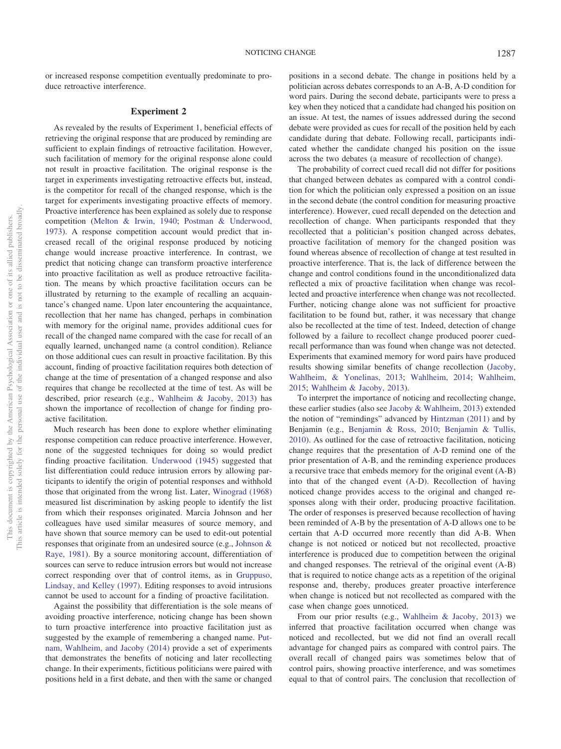or increased response competition eventually predominate to produce retroactive interference.

## Experiment 2

As revealed by the results of Experiment 1, beneficial effects of retrieving the original response that are produced by reminding are sufficient to explain findings of retroactive facilitation. However, such facilitation of memory for the original response alone could not result in proactive facilitation. The original response is the target in experiments investigating retroactive effects but, instead, is the competitor for recall of the changed response, which is the target for experiments investigating proactive effects of memory. Proactive interference has been explained as solely due to response competition (Melton & Irwin, 1940; Postman & Underwood, 1973). A response competition account would predict that increased recall of the original response produced by noticing change would increase proactive interference. In contrast, we predict that noticing change can transform proactive interference into proactive facilitation as well as produce retroactive facilitation. The means by which proactive facilitation occurs can be illustrated by returning to the example of recalling an acquaintance's changed name. Upon later encountering the acquaintance, recollection that her name has changed, perhaps in combination with memory for the original name, provides additional cues for recall of the changed name compared with the case for recall of an equally learned, unchanged name (a control condition). Reliance on those additional cues can result in proactive facilitation. By this account, finding of proactive facilitation requires both detection of change at the time of presentation of a changed response and also requires that change be recollected at the time of test. As will be described, prior research (e.g., Wahlheim & Jacoby, 2013) has shown the importance of recollection of change for finding proactive facilitation.

Much research has been done to explore whether eliminating response competition can reduce proactive interference. However, none of the suggested techniques for doing so would predict finding proactive facilitation. Underwood (1945) suggested that list differentiation could reduce intrusion errors by allowing participants to identify the origin of potential responses and withhold those that originated from the wrong list. Later, Winograd (1968) measured list discrimination by asking people to identify the list from which their responses originated. Marcia Johnson and her colleagues have used similar measures of source memory, and have shown that source memory can be used to edit-out potential responses that originate from an undesired source (e.g., Johnson & Raye, 1981). By a source monitoring account, differentiation of sources can serve to reduce intrusion errors but would not increase correct responding over that of control items, as in Gruppuso, Lindsay, and Kelley (1997). Editing responses to avoid intrusions cannot be used to account for a finding of proactive facilitation.

Against the possibility that differentiation is the sole means of avoiding proactive interference, noticing change has been shown to turn proactive interference into proactive facilitation just as suggested by the example of remembering a changed name. Putnam, Wahlheim, and Jacoby (2014) provide a set of experiments that demonstrates the benefits of noticing and later recollecting change. In their experiments, fictitious politicians were paired with positions held in a first debate, and then with the same or changed positions in a second debate. The change in positions held by a politician across debates corresponds to an A-B, A-D condition for word pairs. During the second debate, participants were to press a key when they noticed that a candidate had changed his position on an issue. At test, the names of issues addressed during the second debate were provided as cues for recall of the position held by each candidate during that debate. Following recall, participants indicated whether the candidate changed his position on the issue across the two debates (a measure of recollection of change).

The probability of correct cued recall did not differ for positions that changed between debates as compared with a control condition for which the politician only expressed a position on an issue in the second debate (the control condition for measuring proactive interference). However, cued recall depended on the detection and recollection of change. When participants responded that they recollected that a politician's position changed across debates, proactive facilitation of memory for the changed position was found whereas absence of recollection of change at test resulted in proactive interference. That is, the lack of difference between the change and control conditions found in the unconditionalized data reflected a mix of proactive facilitation when change was recollected and proactive interference when change was not recollected. Further, noticing change alone was not sufficient for proactive facilitation to be found but, rather, it was necessary that change also be recollected at the time of test. Indeed, detection of change followed by a failure to recollect change produced poorer cued-recall performance than was found when change was not detected. Experiments that examined memory for word pairs have produced results showing similar benefits of change recollection (Jacoby, Wahlheim, & Yonelinas, 2013; Wahlheim, 2014; Wahlheim, 2015; Wahlheim & Jacoby, 2013).

To interpret the importance of noticing and recollecting change, these earlier studies (also see Jacoby & Wahlheim, 2013) extended the notion of "remindings" advanced by Hintzman (2011) and by Benjamin (e.g., Benjamin & Ross, 2010; Benjamin & Tullis, 2010). As outlined for the case of retroactive facilitation, noticing change requires that the presentation of A-D remind one of the prior presentation of A-B, and the reminding experience produces a recursive trace that embeds memory for the original event (A-B) into that of the changed event (A-D). Recollection of having noticed change provides access to the original and changed responses along with their order, producing proactive facilitation. The order of responses is preserved because recollection of having been reminded of A-B by the presentation of A-D allows one to be certain that A-D occurred more recently than did A-B. When change is not noticed or noticed but not recollected, proactive interference is produced due to competition between the original and changed responses. The retrieval of the original event (A-B) that is required to notice change acts as a repetition of the original response and, thereby, produces greater proactive interference when change is noticed but not recollected as compared with the case when change goes unnoticed.

From our prior results (e.g., Wahlheim & Jacoby, 2013) we inferred that proactive facilitation occurred when change was noticed and recollected, but we did not find an overall recall advantage for changed pairs as compared with control pairs. The overall recall of changed pairs was sometimes below that of control pairs, showing proactive interference, and was sometimes equal to that of control pairs. The conclusion that recollection of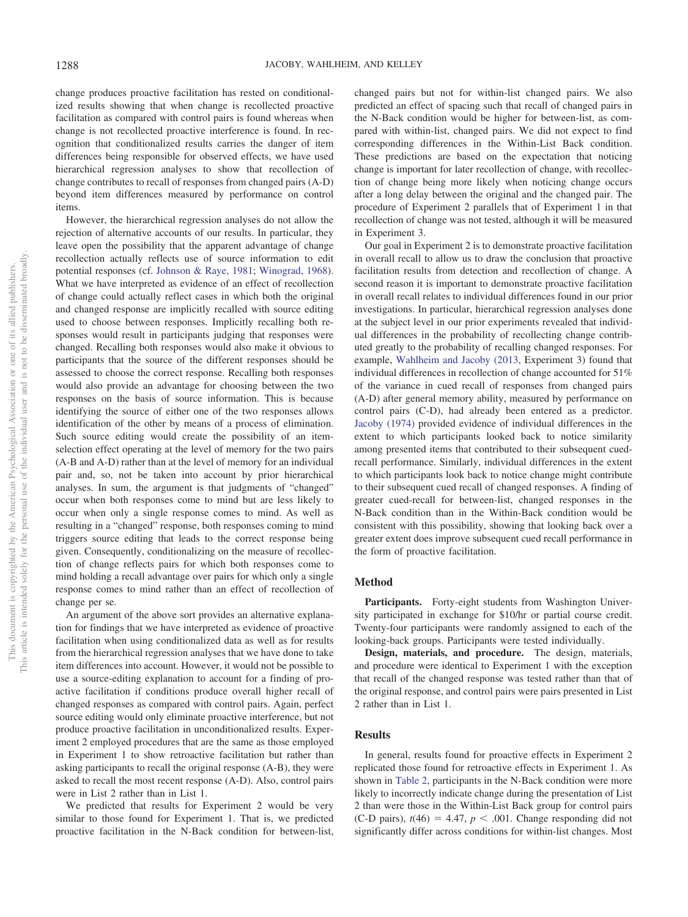change produces proactive facilitation has rested on conditionalized results showing that when change is recollected proactive facilitation as compared with control pairs is found whereas when change is not recollected proactive interference is found. In recognition that conditionalized results carries the danger of item differences being responsible for observed effects, we have used hierarchical regression analyses to show that recollection of change contributes to recall of responses from changed pairs (A-D) beyond item differences measured by performance on control items.

However, the hierarchical regression analyses do not allow the rejection of alternative accounts of our results. In particular, they leave open the possibility that the apparent advantage of change recollection actually reflects use of source information to edit potential responses (cf. Johnson & Raye, 1981; Winograd, 1968). What we have interpreted as evidence of an effect of recollection of change could actually reflect cases in which both the original and changed response are implicitly recalled with source editing used to choose between responses. Implicitly recalling both responses would result in participants judging that responses were changed. Recalling both responses would also make it obvious to participants that the source of the different responses should be assessed to choose the correct response. Recalling both responses would also provide an advantage for choosing between the two responses on the basis of source information. This is because identifying the source of either one of the two responses allows identification of the other by means of a process of elimination. Such source editing would create the possibility of an item-selection effect operating at the level of memory for the two pairs (A-B and A-D) rather than at the level of memory for an individual pair and, so, not be taken into account by prior hierarchical analyses. In sum, the argument is that judgments of "changed" occur when both responses come to mind but are less likely to occur when only a single response comes to mind. As well as resulting in a "changed" response, both responses coming to mind triggers source editing that leads to the correct response being given. Consequently, conditionalizing on the measure of recollection of change reflects pairs for which both responses come to mind holding a recall advantage over pairs for which only a single response comes to mind rather than an effect of recollection of change per se.

An argument of the above sort provides an alternative explanation for findings that we have interpreted as evidence of proactive facilitation when using conditionalized data as well as for results from the hierarchical regression analyses that we have done to take item differences into account. However, it would not be possible to use a source-editing explanation to account for a finding of proactive facilitation if conditions produce overall higher recall of changed responses as compared with control pairs. Again, perfect source editing would only eliminate proactive interference, but not produce proactive facilitation in unconditionalized results. Experiment 2 employed procedures that are the same as those employed in Experiment 1 to show retroactive facilitation but rather than asking participants to recall the original response (A-B), they were asked to recall the most recent response (A-D). Also, control pairs were in List 2 rather than in List 1.

We predicted that results for Experiment 2 would be very similar to those found for Experiment 1. That is, we predicted proactive facilitation in the N-Back condition for between-list, changed pairs but not for within-list changed pairs. We also predicted an effect of spacing such that recall of changed pairs in the N-Back condition would be higher for between-list, as compared with within-list, changed pairs. We did not expect to find corresponding differences in the Within-List Back condition. These predictions are based on the expectation that noticing change is important for later recollection of change, with recollection of change being more likely when noticing change occurs after a long delay between the original and the changed pair. The procedure of Experiment 2 parallels that of Experiment 1 in that recollection of change was not tested, although it will be measured in Experiment 3.

Our goal in Experiment 2 is to demonstrate proactive facilitation in overall recall to allow us to draw the conclusion that proactive facilitation results from detection and recollection of change. A second reason it is important to demonstrate proactive facilitation in overall recall relates to individual differences found in our prior investigations. In particular, hierarchical regression analyses done at the subject level in our prior experiments revealed that individual differences in the probability of recollecting change contributed greatly to the probability of recalling changed responses. For example, Wahlheim and Jacoby (2013, Experiment 3) found that individual differences in recollection of change accounted for 51% of the variance in cued recall of responses from changed pairs (A-D) after general memory ability, measured by performance on control pairs (C-D), had already been entered as a predictor. Jacoby (1974) provided evidence of individual differences in the extent to which participants looked back to notice similarity among presented items that contributed to their subsequent cued-recall performance. Similarly, individual differences in the extent to which participants look back to notice change might contribute to their subsequent cued recall of changed responses. A finding of greater cued-recall for between-list, changed responses in the N-Back condition than in the Within-Back condition would be consistent with this possibility, showing that looking back over a greater extent does improve subsequent cued recall performance in the form of proactive facilitation.

## Method

**Participants.** Forty-eight students from Washington University participated in exchange for $10/hr or partial course credit. Twenty-four participants were randomly assigned to each of the looking-back groups. Participants were tested individually.

**Design, materials, and procedure.** The design, materials, and procedure were identical to Experiment 1 with the exception that recall of the changed response was tested rather than that of the original response, and control pairs were pairs presented in List 2 rather than in List 1.

## Results

In general, results found for proactive effects in Experiment 2 replicated those found for retroactive effects in Experiment 1. As shown in Table 2, participants in the N-Back condition were more likely to incorrectly indicate change during the presentation of List 2 than were those in the Within-List Back group for control pairs (C-D pairs), $t(46) = 4.47$, $p < .001$. Change responding did not significantly differ across conditions for within-list changes. Most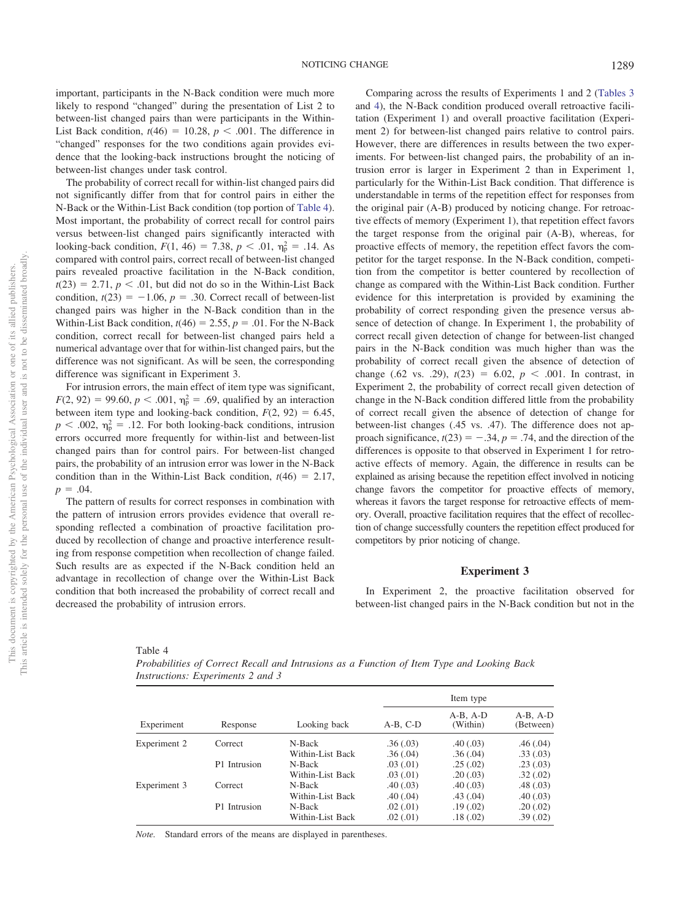important, participants in the N-Back condition were much more likely to respond "changed" during the presentation of List 2 to between-list changed pairs than were participants in the Within-List Back condition, $t(46) = 10.28$, $p < .001$. The difference in "changed" responses for the two conditions again provides evidence that the looking-back instructions brought the noticing of between-list changes under task control.

The probability of correct recall for within-list changed pairs did not significantly differ from that for control pairs in either the N-Back or the Within-List Back condition (top portion of Table 4). Most important, the probability of correct recall for control pairs versus between-list changed pairs significantly interacted with looking-back condition, $F(1, 46) = 7.38$, $p < .01$, $\eta_p^2 = .14$. As compared with control pairs, correct recall of between-list changed pairs revealed proactive facilitation in the N-Back condition, $t(23) = 2.71$, $p < .01$, but did not do so in the Within-List Back condition, $t(23) = -1.06$, $p = .30$. Correct recall of between-list changed pairs was higher in the N-Back condition than in the Within-List Back condition, $t(46) = 2.55$, $p = .01$. For the N-Back condition, correct recall for between-list changed pairs held a numerical advantage over that for within-list changed pairs, but the difference was not significant. As will be seen, the corresponding difference was significant in Experiment 3.

For intrusion errors, the main effect of item type was significant, $F(2, 92) = 99.60$, $p < .001$, $\eta_p^2 = .69$, qualified by an interaction between item type and looking-back condition, $F(2, 92) = 6.45$, $p < .002$, $\eta_p^2 = .12$. For both looking-back conditions, intrusion errors occurred more frequently for within-list and between-list changed pairs than for control pairs. For between-list changed pairs, the probability of an intrusion error was lower in the N-Back condition than in the Within-List Back condition, $t(46) = 2.17$, $p = .04$.

The pattern of results for correct responses in combination with the pattern of intrusion errors provides evidence that overall responding reflected a combination of proactive facilitation produced by recollection of change and proactive interference resulting from response competition when recollection of change failed. Such results are as expected if the N-Back condition held an advantage in recollection of change over the Within-List Back condition that both increased the probability of correct recall and decreased the probability of intrusion errors.

Comparing across the results of Experiments 1 and 2 (Tables 3 and 4), the N-Back condition produced overall retroactive facilitation (Experiment 1) and overall proactive facilitation (Experiment 2) for between-list changed pairs relative to control pairs. However, there are differences in results between the two experiments. For between-list changed pairs, the probability of an intrusion error is larger in Experiment 2 than in Experiment 1, particularly for the Within-List Back condition. That difference is understandable in terms of the repetition effect for responses from the original pair (A-B) produced by noticing change. For retroactive effects of memory (Experiment 1), that repetition effect favors the target response from the original pair (A-B), whereas, for proactive effects of memory, the repetition effect favors the competitor for the target response. In the N-Back condition, competition from the competitor is better countered by recollection of change as compared with the Within-List Back condition. Further evidence for this interpretation is provided by examining the probability of correct responding given the presence versus absence of detection of change. In Experiment 1, the probability of correct recall given detection of change for between-list changed pairs in the N-Back condition was much higher than was the probability of correct recall given the absence of detection of change (.62 vs. .29), $t(23) = 6.02$, $p < .001$. In contrast, in Experiment 2, the probability of correct recall given detection of change in the N-Back condition differed little from the probability of correct recall given the absence of detection of change for between-list changes (.45 vs. .47). The difference does not approach significance, $t(23) = -.34$, $p = .74$, and the direction of the differences is opposite to that observed in Experiment 1 for retroactive effects of memory. Again, the difference in results can be explained as arising because the repetition effect involved in noticing change favors the competitor for proactive effects of memory, whereas it favors the target response for retroactive effects of memory. Overall, proactive facilitation requires that the effect of recollection of change successfully counters the repetition effect produced for competitors by prior noticing of change.

## Experiment 3

In Experiment 2, the proactive facilitation observed for between-list changed pairs in the N-Back condition but not in the

Table 4
*Probabilities of Correct Recall and Intrusions as a Function of Item Type and Looking Back Instructions: Experiments 2 and 3*

| | | | Item type | | |
|---|---|---|---|---|---|
| Experiment | Response | Looking back | A-B, C-D | A-B, A-D (Within) | A-B, A-D (Between) |
| Experiment 2 | Correct | N-Back | .36 (.03) | .40 (.03) | .46 (.04) |
| | | Within-List Back | .36 (.04) | .36 (.04) | .33 (.03) |
| | P1 Intrusion | N-Back | .03 (.01) | .25 (.02) | .23 (.03) |
| | | Within-List Back | .03 (.01) | .20 (.03) | .32 (.02) |
| Experiment 3 | Correct | N-Back | .40 (.03) | .40 (.03) | .48 (.03) |
| | | Within-List Back | .40 (.04) | .43 (.04) | .40 (.03) |
| | P1 Intrusion | N-Back | .02 (.01) | .19 (.02) | .20 (.02) |
| | | Within-List Back | .02 (.01) | .18 (.02) | .39 (.02) |

*Note.* Standard errors of the means are displayed in parentheses.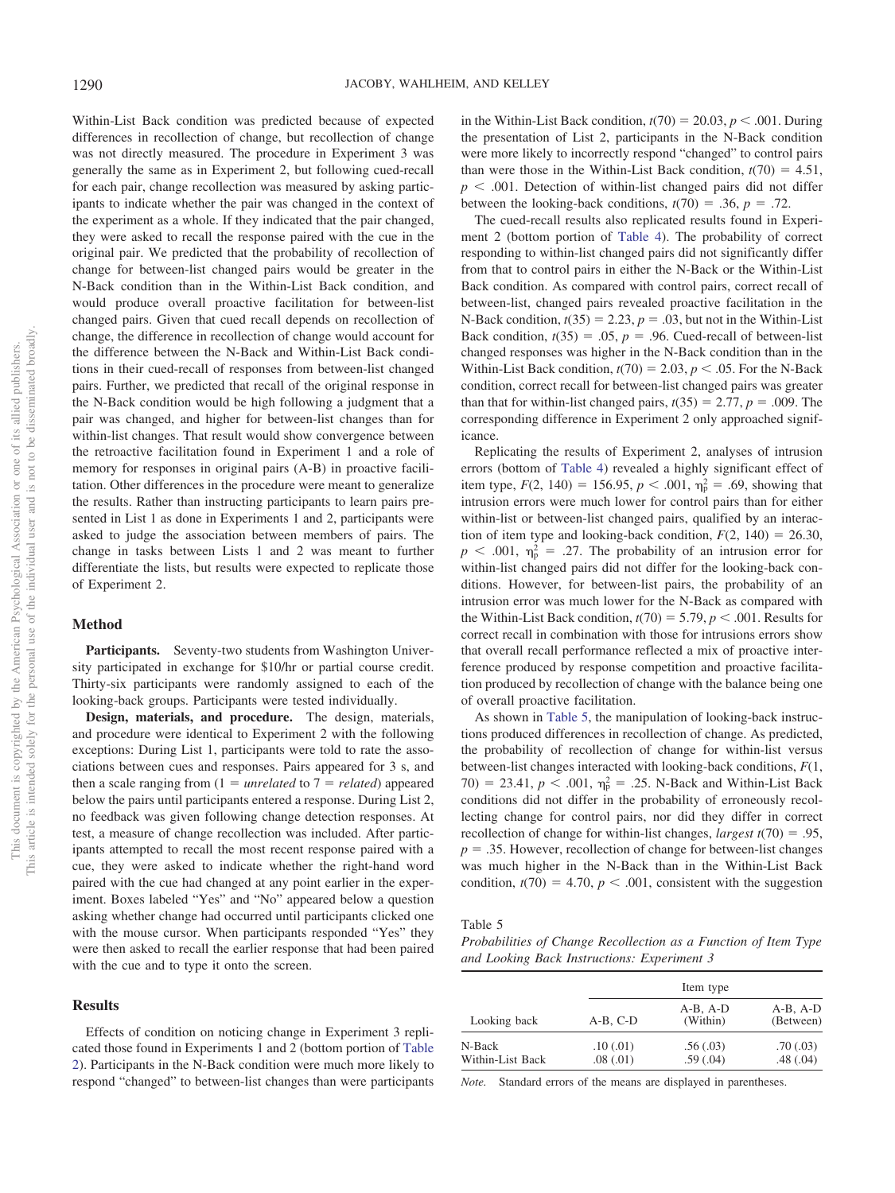Within-List Back condition was predicted because of expected differences in recollection of change, but recollection of change was not directly measured. The procedure in Experiment 3 was generally the same as in Experiment 2, but following cued-recall for each pair, change recollection was measured by asking participants to indicate whether the pair was changed in the context of the experiment as a whole. If they indicated that the pair changed, they were asked to recall the response paired with the cue in the original pair. We predicted that the probability of recollection of change for between-list changed pairs would be greater in the N-Back condition than in the Within-List Back condition, and would produce overall proactive facilitation for between-list changed pairs. Given that cued recall depends on recollection of change, the difference in recollection of change would account for the difference between the N-Back and Within-List Back conditions in their cued-recall of responses from between-list changed pairs. Further, we predicted that recall of the original response in the N-Back condition would be high following a judgment that a pair was changed, and higher for between-list changes than for within-list changes. That result would show convergence between the retroactive facilitation found in Experiment 1 and a role of memory for responses in original pairs (A-B) in proactive facilitation. Other differences in the procedure were meant to generalize the results. Rather than instructing participants to learn pairs presented in List 1 as done in Experiments 1 and 2, participants were asked to judge the association between members of pairs. The change in tasks between Lists 1 and 2 was meant to further differentiate the lists, but results were expected to replicate those of Experiment 2.

## Method

**Participants.** Seventy-two students from Washington University participated in exchange for $10/hr or partial course credit. Thirty-six participants were randomly assigned to each of the looking-back groups. Participants were tested individually.

**Design, materials, and procedure.** The design, materials, and procedure were identical to Experiment 2 with the following exceptions: During List 1, participants were told to rate the associations between cues and responses. Pairs appeared for 3 s, and then a scale ranging from (1 = *unrelated* to 7 = *related*) appeared below the pairs until participants entered a response. During List 2, no feedback was given following change detection responses. At test, a measure of change recollection was included. After participants attempted to recall the most recent response paired with a cue, they were asked to indicate whether the right-hand word paired with the cue had changed at any point earlier in the experiment. Boxes labeled "Yes" and "No" appeared below a question asking whether change had occurred until participants clicked one with the mouse cursor. When participants responded "Yes" they were then asked to recall the earlier response that had been paired with the cue and to type it onto the screen.

## Results

Effects of condition on noticing change in Experiment 3 replicated those found in Experiments 1 and 2 (bottom portion of Table 2). Participants in the N-Back condition were much more likely to respond "changed" to between-list changes than were participants in the Within-List Back condition, $t(70) = 20.03$, $p < .001$. During the presentation of List 2, participants in the N-Back condition were more likely to incorrectly respond "changed" to control pairs than were those in the Within-List Back condition, $t(70) = 4.51$, $p < .001$. Detection of within-list changed pairs did not differ between the looking-back conditions, $t(70) = .36$, $p = .72$.

The cued-recall results also replicated results found in Experiment 2 (bottom portion of Table 4). The probability of correct responding to within-list changed pairs did not significantly differ from that to control pairs in either the N-Back or the Within-List Back condition. As compared with control pairs, correct recall of between-list, changed pairs revealed proactive facilitation in the N-Back condition, $t(35) = 2.23$, $p = .03$, but not in the Within-List Back condition, $t(35) = .05$, $p = .96$. Cued-recall of between-list changed responses was higher in the N-Back condition than in the Within-List Back condition, $t(70) = 2.03$, $p < .05$. For the N-Back condition, correct recall for between-list changed pairs was greater than that for within-list changed pairs, $t(35) = 2.77$, $p = .009$. The corresponding difference in Experiment 2 only approached significance.

Replicating the results of Experiment 2, analyses of intrusion errors (bottom of Table 4) revealed a highly significant effect of item type, $F(2, 140) = 156.95$, $p < .001$, $\eta_p^2 = .69$, showing that intrusion errors were much lower for control pairs than for either within-list or between-list changed pairs, qualified by an interaction of item type and looking-back condition, $F(2, 140) = 26.30$, $p < .001$, $\eta_p^2 = .27$. The probability of an intrusion error for within-list changed pairs did not differ for the looking-back conditions. However, for between-list pairs, the probability of an intrusion error was much lower for the N-Back as compared with the Within-List Back condition, $t(70) = 5.79$, $p < .001$. Results for correct recall in combination with those for intrusions errors show that overall recall performance reflected a mix of proactive interference produced by response competition and proactive facilitation produced by recollection of change with the balance being one of overall proactive facilitation.

As shown in Table 5, the manipulation of looking-back instructions produced differences in recollection of change. As predicted, the probability of recollection of change for within-list versus between-list changes interacted with looking-back conditions, $F(1, 70) = 23.41$, $p < .001$, $\eta_p^2 = .25$. N-Back and Within-List Back conditions did not differ in the probability of erroneously recollecting change for control pairs, nor did they differ in correct recollection of change for within-list changes, *largest* $t(70) = .95$, $p = .35$. However, recollection of change for between-list changes was much higher in the N-Back than in the Within-List Back condition, $t(70) = 4.70$, $p < .001$, consistent with the suggestion

Table 5
*Probabilities of Change Recollection as a Function of Item Type and Looking Back Instructions: Experiment 3*

| | Item type | | |
|---|---|---|---|
| Looking back | A-B, C-D | A-B, A-D (Within) | A-B, A-D (Between) |
| N-Back | .10 (.01) | .56 (.03) | .70 (.03) |
| Within-List Back | .08 (.01) | .59 (.04) | .48 (.04) |

*Note.* Standard errors of the means are displayed in parentheses.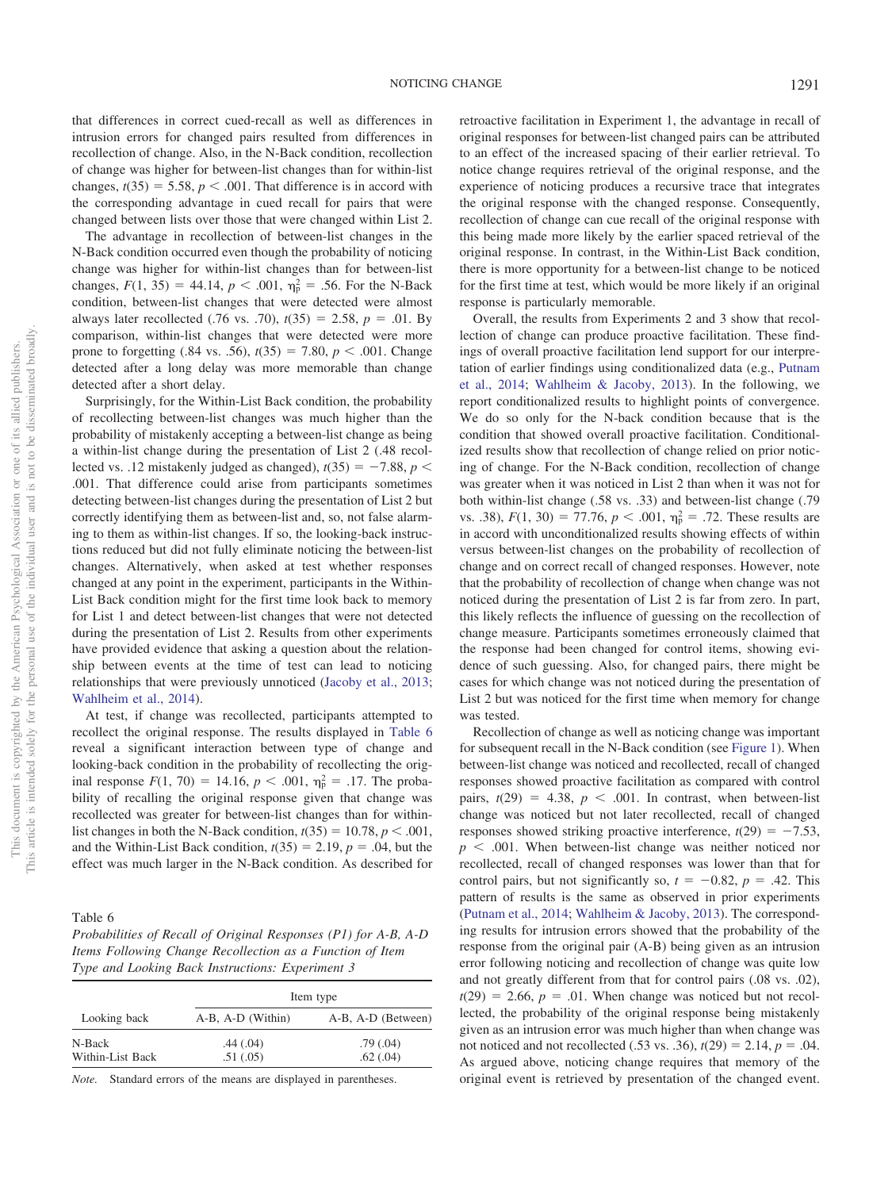that differences in correct cued-recall as well as differences in intrusion errors for changed pairs resulted from differences in recollection of change. Also, in the N-Back condition, recollection of change was higher for between-list changes than for within-list changes, $t(35) = 5.58$, $p < .001$. That difference is in accord with the corresponding advantage in cued recall for pairs that were changed between lists over those that were changed within List 2.

The advantage in recollection of between-list changes in the N-Back condition occurred even though the probability of noticing change was higher for within-list changes than for between-list changes, $F(1, 35) = 44.14$, $p < .001$, $\eta_p^2 = .56$. For the N-Back condition, between-list changes that were detected were almost always later recollected (.76 vs. .70), $t(35) = 2.58$, $p = .01$. By comparison, within-list changes that were detected were more prone to forgetting (.84 vs. .56), $t(35) = 7.80$, $p < .001$. Change detected after a long delay was more memorable than change detected after a short delay.

Surprisingly, for the Within-List Back condition, the probability of recollecting between-list changes was much higher than the probability of mistakenly accepting a between-list change as being a within-list change during the presentation of List 2 (.48 recollected vs. .12 mistakenly judged as changed), $t(35) = -7.88$, $p < .001$. That difference could arise from participants sometimes detecting between-list changes during the presentation of List 2 but correctly identifying them as between-list and, so, not false alarming to them as within-list changes. If so, the looking-back instructions reduced but did not fully eliminate noticing the between-list changes. Alternatively, when asked at test whether responses changed at any point in the experiment, participants in the Within-List Back condition might for the first time look back to memory for List 1 and detect between-list changes that were not detected during the presentation of List 2. Results from other experiments have provided evidence that asking a question about the relationship between events at the time of test can lead to noticing relationships that were previously unnoticed (Jacoby et al., 2013; Wahlheim et al., 2014).

At test, if change was recollected, participants attempted to recollect the original response. The results displayed in Table 6 reveal a significant interaction between type of change and looking-back condition in the probability of recollecting the original response $F(1, 70) = 14.16$, $p < .001$, $\eta_p^2 = .17$. The probability of recalling the original response given that change was recollected was greater for between-list changes than for within-list changes in both the N-Back condition, $t(35) = 10.78$, $p < .001$, and the Within-List Back condition, $t(35) = 2.19$, $p = .04$, but the effect was much larger in the N-Back condition. As described for retroactive facilitation in Experiment 1, the advantage in recall of original responses for between-list changed pairs can be attributed to an effect of the increased spacing of their earlier retrieval. To notice change requires retrieval of the original response, and the experience of noticing produces a recursive trace that integrates the original response with the changed response. Consequently, recollection of change can cue recall of the original response with this being made more likely by the earlier spaced retrieval of the original response. In contrast, in the Within-List Back condition, there is more opportunity for a between-list change to be noticed for the first time at test, which would be more likely if an original response is particularly memorable.

Table 6
*Probabilities of Recall of Original Responses (P1) for A-B, A-D Items Following Change Recollection as a Function of Item Type and Looking Back Instructions: Experiment 3*

| Looking back | Item type | |
|---|---|---|
| | A-B, A-D (Within) | A-B, A-D (Between) |
| N-Back | .44 (.04) | .79 (.04) |
| Within-List Back | .51 (.05) | .62 (.04) |

*Note.* Standard errors of the means are displayed in parentheses.

Overall, the results from Experiments 2 and 3 show that recollection of change can produce proactive facilitation. These findings of overall proactive facilitation lend support for our interpretation of earlier findings using conditionalized data (e.g., Putnam et al., 2014; Wahlheim & Jacoby, 2013). In the following, we report conditionalized results to highlight points of convergence. We do so only for the N-back condition because that is the condition that showed overall proactive facilitation. Conditionalized results show that recollection of change relied on prior noticing of change. For the N-Back condition, recollection of change was greater when it was noticed in List 2 than when it was not for both within-list change (.58 vs. .33) and between-list change (.79 vs. .38), $F(1, 30) = 77.76$, $p < .001$, $\eta_p^2 = .72$. These results are in accord with unconditionalized results showing effects of within versus between-list changes on the probability of recollection of change and on correct recall of changed responses. However, note that the probability of recollection of change when change was not noticed during the presentation of List 2 is far from zero. In part, this likely reflects the influence of guessing on the recollection of change measure. Participants sometimes erroneously claimed that the response had been changed for control items, showing evidence of such guessing. Also, for changed pairs, there might be cases for which change was not noticed during the presentation of List 2 but was noticed for the first time when memory for change was tested.

Recollection of change as well as noticing change was important for subsequent recall in the N-Back condition (see Figure 1). When between-list change was noticed and recollected, recall of changed responses showed proactive facilitation as compared with control pairs, $t(29) = 4.38$, $p < .001$. In contrast, when between-list change was noticed but not later recollected, recall of changed responses showed striking proactive interference, $t(29) = -7.53$, $p < .001$. When between-list change was neither noticed nor recollected, recall of changed responses was lower than that for control pairs, but not significantly so, $t = -0.82$, $p = .42$. This pattern of results is the same as observed in prior experiments (Putnam et al., 2014; Wahlheim & Jacoby, 2013). The corresponding results for intrusion errors showed that the probability of the response from the original pair (A-B) being given as an intrusion error following noticing and recollection of change was quite low and not greatly different from that for control pairs (.08 vs. .02), $t(29) = 2.66$, $p = .01$. When change was noticed but not recollected, the probability of the original response being mistakenly given as an intrusion error was much higher than when change was not noticed and not recollected (.53 vs. .36), $t(29) = 2.14$, $p = .04$. As argued above, noticing change requires that memory of the original event is retrieved by presentation of the changed event.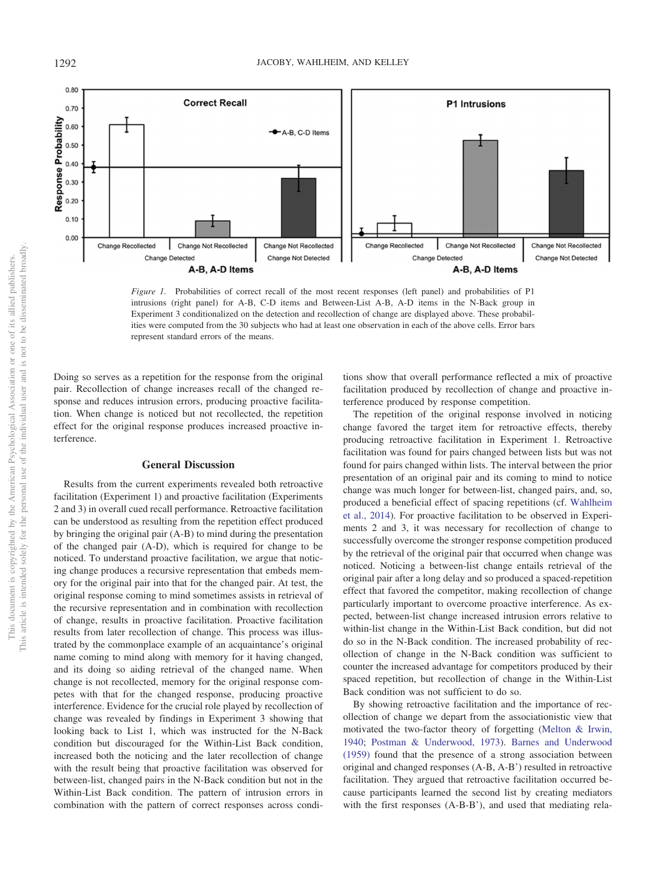*Figure 1.* Probabilities of correct recall of the most recent responses (left panel) and probabilities of P1 intrusions (right panel) for A-B, C-D items and Between-List A-B, A-D items in the N-Back group in Experiment 3 conditionalized on the detection and recollection of change are displayed above. These probabilities were computed from the 30 subjects who had at least one observation in each of the above cells. Error bars represent standard errors of the means.

Doing so serves as a repetition for the response from the original pair. Recollection of change increases recall of the changed response and reduces intrusion errors, producing proactive facilitation. When change is noticed but not recollected, the repetition effect for the original response produces increased proactive interference.

## General Discussion

Results from the current experiments revealed both retroactive facilitation (Experiment 1) and proactive facilitation (Experiments 2 and 3) in overall cued recall performance. Retroactive facilitation can be understood as resulting from the repetition effect produced by bringing the original pair (A-B) to mind during the presentation of the changed pair (A-D), which is required for change to be noticed. To understand proactive facilitation, we argue that noticing change produces a recursive representation that embeds memory for the original pair into that for the changed pair. At test, the original response coming to mind sometimes assists in retrieval of the recursive representation and in combination with recollection of change, results in proactive facilitation. Proactive facilitation results from later recollection of change. This process was illustrated by the commonplace example of an acquaintance's original name coming to mind along with memory for it having changed, and its doing so aiding retrieval of the changed name. When change is not recollected, memory for the original response competes with that for the changed response, producing proactive interference. Evidence for the crucial role played by recollection of change was revealed by findings in Experiment 3 showing that looking back to List 1, which was instructed for the N-Back condition but discouraged for the Within-List Back condition, increased both the noticing and the later recollection of change with the result being that proactive facilitation was observed for between-list, changed pairs in the N-Back condition but not in the Within-List Back condition. The pattern of intrusion errors in combination with the pattern of correct responses across conditions show that overall performance reflected a mix of proactive facilitation produced by recollection of change and proactive interference produced by response competition.

The repetition of the original response involved in noticing change favored the target item for retroactive effects, thereby producing retroactive facilitation in Experiment 1. Retroactive facilitation was found for pairs changed between lists but was not found for pairs changed within lists. The interval between the prior presentation of an original pair and its coming to mind to notice change was much longer for between-list, changed pairs, and, so, produced a beneficial effect of spacing repetitions (cf. Wahlheim et al., 2014). For proactive facilitation to be observed in Experiments 2 and 3, it was necessary for recollection of change to successfully overcome the stronger response competition produced by the retrieval of the original pair that occurred when change was noticed. Noticing a between-list change entails retrieval of the original pair after a long delay and so produced a spaced-repetition effect that favored the competitor, making recollection of change particularly important to overcome proactive interference. As expected, between-list change increased intrusion errors relative to within-list change in the Within-List Back condition, but did not do so in the N-Back condition. The increased probability of recollection of change in the N-Back condition was sufficient to counter the increased advantage for competitors produced by their spaced repetition, but recollection of change in the Within-List Back condition was not sufficient to do so.

By showing retroactive facilitation and the importance of recollection of change we depart from the associationistic view that motivated the two-factor theory of forgetting (Melton & Irwin, 1940; Postman & Underwood, 1973). Barnes and Underwood (1959) found that the presence of a strong association between original and changed responses (A-B, A-B') resulted in retroactive facilitation. They argued that retroactive facilitation occurred because participants learned the second list by creating mediators with the first responses (A-B-B'), and used that mediating rela-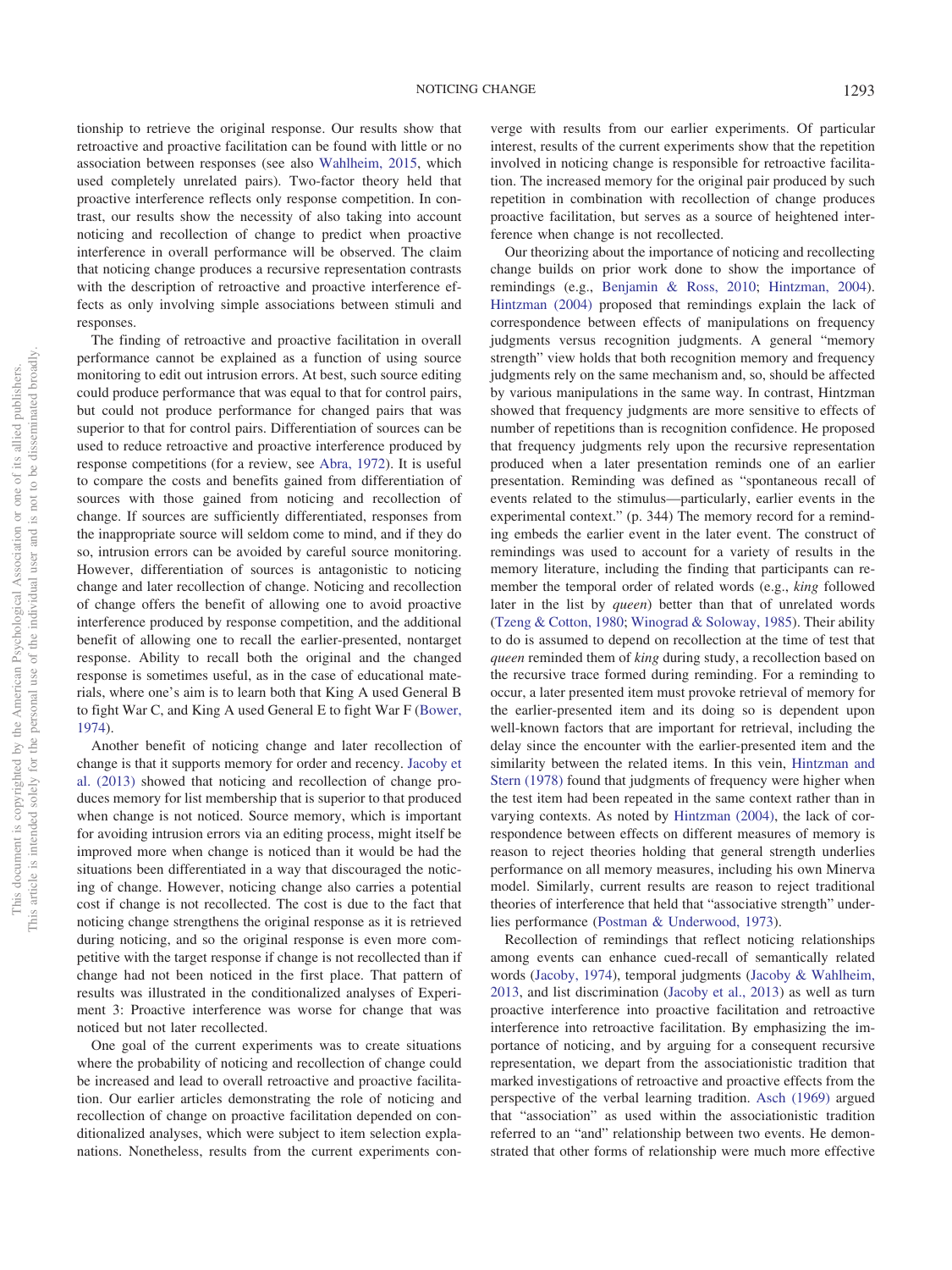tionship to retrieve the original response. Our results show that retroactive and proactive facilitation can be found with little or no association between responses (see also Wahlheim, 2015, which used completely unrelated pairs). Two-factor theory held that proactive interference reflects only response competition. In contrast, our results show the necessity of also taking into account noticing and recollection of change to predict when proactive interference in overall performance will be observed. The claim that noticing change produces a recursive representation contrasts with the description of retroactive and proactive interference effects as only involving simple associations between stimuli and responses.

The finding of retroactive and proactive facilitation in overall performance cannot be explained as a function of using source monitoring to edit out intrusion errors. At best, such source editing could produce performance that was equal to that for control pairs, but could not produce performance for changed pairs that was superior to that for control pairs. Differentiation of sources can be used to reduce retroactive and proactive interference produced by response competitions (for a review, see Abra, 1972). It is useful to compare the costs and benefits gained from differentiation of sources with those gained from noticing and recollection of change. If sources are sufficiently differentiated, responses from the inappropriate source will seldom come to mind, and if they do so, intrusion errors can be avoided by careful source monitoring. However, differentiation of sources is antagonistic to noticing change and later recollection of change. Noticing and recollection of change offers the benefit of allowing one to avoid proactive interference produced by response competition, and the additional benefit of allowing one to recall the earlier-presented, nontarget response. Ability to recall both the original and the changed response is sometimes useful, as in the case of educational materials, where one's aim is to learn both that King A used General B to fight War C, and King A used General E to fight War F (Bower, 1974).

Another benefit of noticing change and later recollection of change is that it supports memory for order and recency. Jacoby et al. (2013) showed that noticing and recollection of change produces memory for list membership that is superior to that produced when change is not noticed. Source memory, which is important for avoiding intrusion errors via an editing process, might itself be improved more when change is noticed than it would be had the situations been differentiated in a way that discouraged the noticing of change. However, noticing change also carries a potential cost if change is not recollected. The cost is due to the fact that noticing change strengthens the original response as it is retrieved during noticing, and so the original response is even more competitive with the target response if change is not recollected than if change had not been noticed in the first place. That pattern of results was illustrated in the conditionalized analyses of Experiment 3: Proactive interference was worse for change that was noticed but not later recollected.

One goal of the current experiments was to create situations where the probability of noticing and recollection of change could be increased and lead to overall retroactive and proactive facilitation. Our earlier articles demonstrating the role of noticing and recollection of change on proactive facilitation depended on conditionalized analyses, which were subject to item selection explanations. Nonetheless, results from the current experiments converge with results from our earlier experiments. Of particular interest, results of the current experiments show that the repetition involved in noticing change is responsible for retroactive facilitation. The increased memory for the original pair produced by such repetition in combination with recollection of change produces proactive facilitation, but serves as a source of heightened interference when change is not recollected.

Our theorizing about the importance of noticing and recollecting change builds on prior work done to show the importance of remindings (e.g., Benjamin & Ross, 2010; Hintzman, 2004). Hintzman (2004) proposed that remindings explain the lack of correspondence between effects of manipulations on frequency judgments versus recognition judgments. A general "memory strength" view holds that both recognition memory and frequency judgments rely on the same mechanism and, so, should be affected by various manipulations in the same way. In contrast, Hintzman showed that frequency judgments are more sensitive to effects of number of repetitions than is recognition confidence. He proposed that frequency judgments rely upon the recursive representation produced when a later presentation reminds one of an earlier presentation. Reminding was defined as "spontaneous recall of events related to the stimulus—particularly, earlier events in the experimental context." (p. 344) The memory record for a reminding embeds the earlier event in the later event. The construct of remindings was used to account for a variety of results in the memory literature, including the finding that participants can remember the temporal order of related words (e.g., *king* followed later in the list by *queen*) better than that of unrelated words (Tzeng & Cotton, 1980; Winograd & Soloway, 1985). Their ability to do is assumed to depend on recollection at the time of test that *queen* reminded them of *king* during study, a recollection based on the recursive trace formed during reminding. For a reminding to occur, a later presented item must provoke retrieval of memory for the earlier-presented item and its doing so is dependent upon well-known factors that are important for retrieval, including the delay since the encounter with the earlier-presented item and the similarity between the related items. In this vein, Hintzman and Stern (1978) found that judgments of frequency were higher when the test item had been repeated in the same context rather than in varying contexts. As noted by Hintzman (2004), the lack of correspondence between effects on different measures of memory is reason to reject theories holding that general strength underlies performance on all memory measures, including his own Minerva model. Similarly, current results are reason to reject traditional theories of interference that held that "associative strength" underlies performance (Postman & Underwood, 1973).

Recollection of remindings that reflect noticing relationships among events can enhance cued-recall of semantically related words (Jacoby, 1974), temporal judgments (Jacoby & Wahlheim, 2013, and list discrimination (Jacoby et al., 2013) as well as turn proactive interference into proactive facilitation and retroactive interference into retroactive facilitation. By emphasizing the importance of noticing, and by arguing for a consequent recursive representation, we depart from the associationistic tradition that marked investigations of retroactive and proactive effects from the perspective of the verbal learning tradition. Asch (1969) argued that "association" as used within the associationistic tradition referred to an "and" relationship between two events. He demonstrated that other forms of relationship were much more effective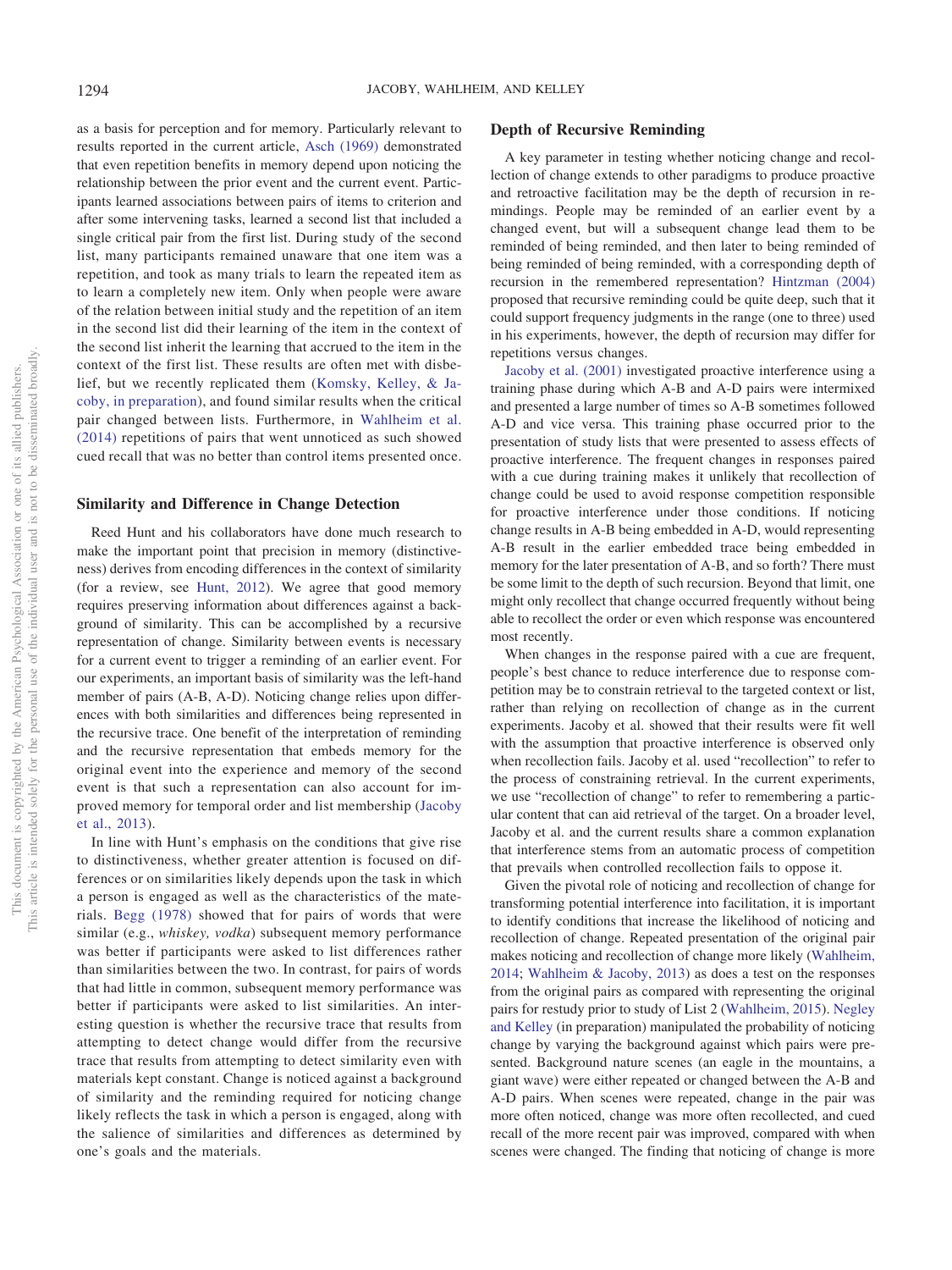as a basis for perception and for memory. Particularly relevant to results reported in the current article, Asch (1969) demonstrated that even repetition benefits in memory depend upon noticing the relationship between the prior event and the current event. Participants learned associations between pairs of items to criterion and after some intervening tasks, learned a second list that included a single critical pair from the first list. During study of the second list, many participants remained unaware that one item was a repetition, and took as many trials to learn the repeated item as to learn a completely new item. Only when people were aware of the relation between initial study and the repetition of an item in the second list did their learning of the item in the context of the second list inherit the learning that accrued to the item in the context of the first list. These results are often met with disbelief, but we recently replicated them (Komsky, Kelley, & Jacoby, in preparation), and found similar results when the critical pair changed between lists. Furthermore, in Wahlheim et al. (2014) repetitions of pairs that went unnoticed as such showed cued recall that was no better than control items presented once.

### Similarity and Difference in Change Detection

Reed Hunt and his collaborators have done much research to make the important point that precision in memory (distinctiveness) derives from encoding differences in the context of similarity (for a review, see Hunt, 2012). We agree that good memory requires preserving information about differences against a background of similarity. This can be accomplished by a recursive representation of change. Similarity between events is necessary for a current event to trigger a reminding of an earlier event. For our experiments, an important basis of similarity was the left-hand member of pairs (A-B, A-D). Noticing change relies upon differences with both similarities and differences being represented in the recursive trace. One benefit of the interpretation of reminding and the recursive representation that embeds memory for the original event into the experience and memory of the second event is that such a representation can also account for improved memory for temporal order and list membership (Jacoby et al., 2013).

In line with Hunt's emphasis on the conditions that give rise to distinctiveness, whether greater attention is focused on differences or on similarities likely depends upon the task in which a person is engaged as well as the characteristics of the materials. Begg (1978) showed that for pairs of words that were similar (e.g., *whiskey, vodka*) subsequent memory performance was better if participants were asked to list differences rather than similarities between the two. In contrast, for pairs of words that had little in common, subsequent memory performance was better if participants were asked to list similarities. An interesting question is whether the recursive trace that results from attempting to detect change would differ from the recursive trace that results from attempting to detect similarity even with materials kept constant. Change is noticed against a background of similarity and the reminding required for noticing change likely reflects the task in which a person is engaged, along with the salience of similarities and differences as determined by one's goals and the materials.

### Depth of Recursive Reminding

A key parameter in testing whether noticing change and recollection of change extends to other paradigms to produce proactive and retroactive facilitation may be the depth of recursion in remindings. People may be reminded of an earlier event by a changed event, but will a subsequent change lead them to be reminded of being reminded, and then later to being reminded of being reminded of being reminded, with a corresponding depth of recursion in the remembered representation? Hintzman (2004) proposed that recursive reminding could be quite deep, such that it could support frequency judgments in the range (one to three) used in his experiments, however, the depth of recursion may differ for repetitions versus changes.

Jacoby et al. (2001) investigated proactive interference using a training phase during which A-B and A-D pairs were intermixed and presented a large number of times so A-B sometimes followed A-D and vice versa. This training phase occurred prior to the presentation of study lists that were presented to assess effects of proactive interference. The frequent changes in responses paired with a cue during training makes it unlikely that recollection of change could be used to avoid response competition responsible for proactive interference under those conditions. If noticing change results in A-B being embedded in A-D, would representing A-B result in the earlier embedded trace being embedded in memory for the later presentation of A-B, and so forth? There must be some limit to the depth of such recursion. Beyond that limit, one might only recollect that change occurred frequently without being able to recollect the order or even which response was encountered most recently.

When changes in the response paired with a cue are frequent, people's best chance to reduce interference due to response competition may be to constrain retrieval to the targeted context or list, rather than relying on recollection of change as in the current experiments. Jacoby et al. showed that their results were fit well with the assumption that proactive interference is observed only when recollection fails. Jacoby et al. used "recollection" to refer to the process of constraining retrieval. In the current experiments, we use "recollection of change" to refer to remembering a particular content that can aid retrieval of the target. On a broader level, Jacoby et al. and the current results share a common explanation that interference stems from an automatic process of competition that prevails when controlled recollection fails to oppose it.

Given the pivotal role of noticing and recollection of change for transforming potential interference into facilitation, it is important to identify conditions that increase the likelihood of noticing and recollection of change. Repeated presentation of the original pair makes noticing and recollection of change more likely (Wahlheim, 2014; Wahlheim & Jacoby, 2013) as does a test on the responses from the original pairs as compared with representing the original pairs for restudy prior to study of List 2 (Wahlheim, 2015). Negley and Kelley (in preparation) manipulated the probability of noticing change by varying the background against which pairs were presented. Background nature scenes (an eagle in the mountains, a giant wave) were either repeated or changed between the A-B and A-D pairs. When scenes were repeated, change in the pair was more often noticed, change was more often recollected, and cued recall of the more recent pair was improved, compared with when scenes were changed. The finding that noticing of change is more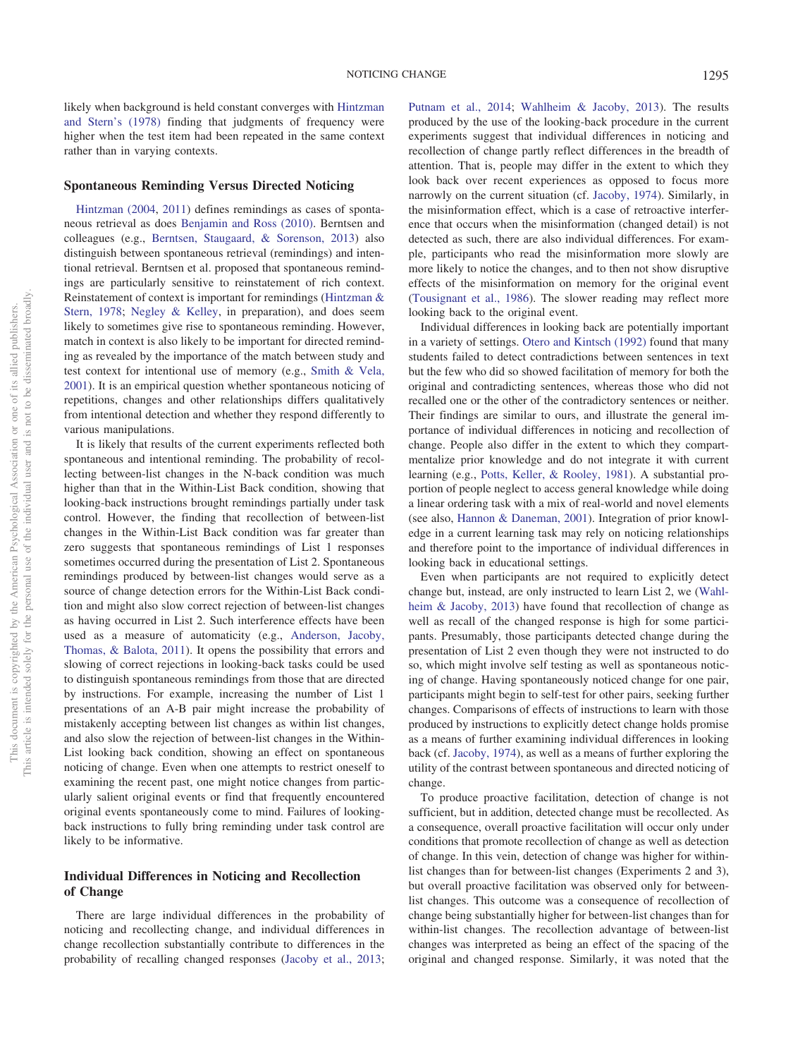likely when background is held constant converges with Hintzman and Stern's (1978) finding that judgments of frequency were higher when the test item had been repeated in the same context rather than in varying contexts.

## Spontaneous Reminding Versus Directed Noticing

Hintzman (2004, 2011) defines remindings as cases of spontaneous retrieval as does Benjamin and Ross (2010). Berntsen and colleagues (e.g., Berntsen, Staugaard, & Sorenson, 2013) also distinguish between spontaneous retrieval (remindings) and intentional retrieval. Berntsen et al. proposed that spontaneous remindings are particularly sensitive to reinstatement of rich context. Reinstatement of context is important for remindings (Hintzman & Stern, 1978; Negley & Kelley, in preparation), and does seem likely to sometimes give rise to spontaneous reminding. However, match in context is also likely to be important for directed reminding as revealed by the importance of the match between study and test context for intentional use of memory (e.g., Smith & Vela, 2001). It is an empirical question whether spontaneous noticing of repetitions, changes and other relationships differs qualitatively from intentional detection and whether they respond differently to various manipulations.

It is likely that results of the current experiments reflected both spontaneous and intentional reminding. The probability of recollecting between-list changes in the N-back condition was much higher than that in the Within-List Back condition, showing that looking-back instructions brought remindings partially under task control. However, the finding that recollection of between-list changes in the Within-List Back condition was far greater than zero suggests that spontaneous remindings of List 1 responses sometimes occurred during the presentation of List 2. Spontaneous remindings produced by between-list changes would serve as a source of change detection errors for the Within-List Back condition and might also slow correct rejection of between-list changes as having occurred in List 2. Such interference effects have been used as a measure of automaticity (e.g., Anderson, Jacoby, Thomas, & Balota, 2011). It opens the possibility that errors and slowing of correct rejections in looking-back tasks could be used to distinguish spontaneous remindings from those that are directed by instructions. For example, increasing the number of List 1 presentations of an A-B pair might increase the probability of mistakenly accepting between list changes as within list changes, and also slow the rejection of between-list changes in the Within-List looking back condition, showing an effect on spontaneous noticing of change. Even when one attempts to restrict oneself to examining the recent past, one might notice changes from particularly salient original events or find that frequently encountered original events spontaneously come to mind. Failures of looking-back instructions to fully bring reminding under task control are likely to be informative.

## Individual Differences in Noticing and Recollection of Change

There are large individual differences in the probability of noticing and recollecting change, and individual differences in change recollection substantially contribute to differences in the probability of recalling changed responses (Jacoby et al., 2013; Putnam et al., 2014; Wahlheim & Jacoby, 2013). The results produced by the use of the looking-back procedure in the current experiments suggest that individual differences in noticing and recollection of change partly reflect differences in the breadth of attention. That is, people may differ in the extent to which they look back over recent experiences as opposed to focus more narrowly on the current situation (cf. Jacoby, 1974). Similarly, in the misinformation effect, which is a case of retroactive interference that occurs when the misinformation (changed detail) is not detected as such, there are also individual differences. For example, participants who read the misinformation more slowly are more likely to notice the changes, and to then not show disruptive effects of the misinformation on memory for the original event (Tousignant et al., 1986). The slower reading may reflect more looking back to the original event.

Individual differences in looking back are potentially important in a variety of settings. Otero and Kintsch (1992) found that many students failed to detect contradictions between sentences in text but the few who did so showed facilitation of memory for both the original and contradicting sentences, whereas those who did not recalled one or the other of the contradictory sentences or neither. Their findings are similar to ours, and illustrate the general importance of individual differences in noticing and recollection of change. People also differ in the extent to which they compartmentalize prior knowledge and do not integrate it with current learning (e.g., Potts, Keller, & Rooley, 1981). A substantial proportion of people neglect to access general knowledge while doing a linear ordering task with a mix of real-world and novel elements (see also, Hannon & Daneman, 2001). Integration of prior knowledge in a current learning task may rely on noticing relationships and therefore point to the importance of individual differences in looking back in educational settings.

Even when participants are not required to explicitly detect change but, instead, are only instructed to learn List 2, we (Wahlheim & Jacoby, 2013) have found that recollection of change as well as recall of the changed response is high for some participants. Presumably, those participants detected change during the presentation of List 2 even though they were not instructed to do so, which might involve self testing as well as spontaneous noticing of change. Having spontaneously noticed change for one pair, participants might begin to self-test for other pairs, seeking further changes. Comparisons of effects of instructions to learn with those produced by instructions to explicitly detect change holds promise as a means of further examining individual differences in looking back (cf. Jacoby, 1974), as well as a means of further exploring the utility of the contrast between spontaneous and directed noticing of change.

To produce proactive facilitation, detection of change is not sufficient, but in addition, detected change must be recollected. As a consequence, overall proactive facilitation will occur only under conditions that promote recollection of change as well as detection of change. In this vein, detection of change was higher for within-list changes than for between-list changes (Experiments 2 and 3), but overall proactive facilitation was observed only for between-list changes. This outcome was a consequence of recollection of change being substantially higher for between-list changes than for within-list changes. The recollection advantage of between-list changes was interpreted as being an effect of the spacing of the original and changed response. Similarly, it was noted that the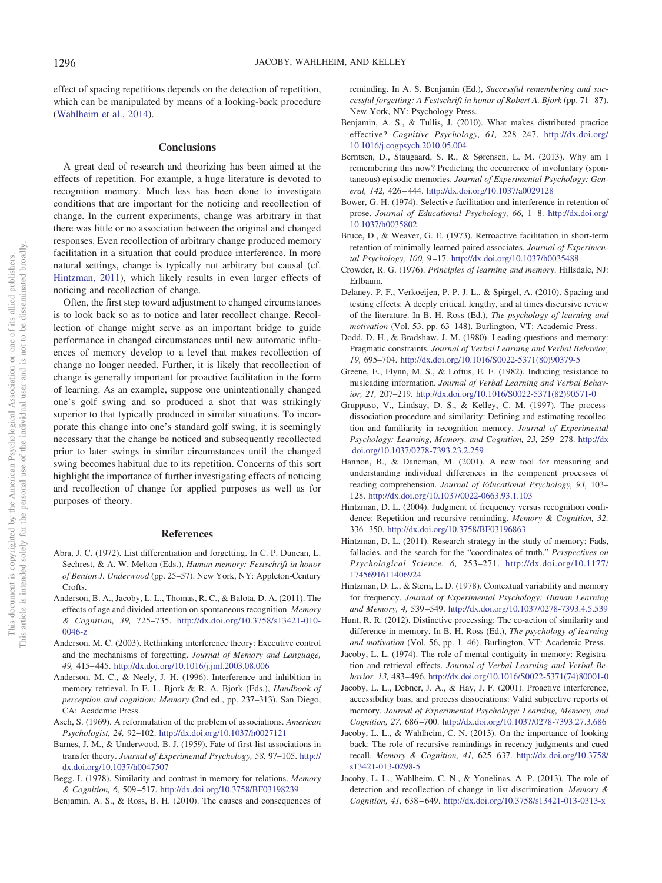effect of spacing repetitions depends on the detection of repetition, which can be manipulated by means of a looking-back procedure (Wahlheim et al., 2014).

## Conclusions

A great deal of research and theorizing has been aimed at the effects of repetition. For example, a huge literature is devoted to recognition memory. Much less has been done to investigate conditions that are important for the noticing and recollection of change. In the current experiments, change was arbitrary in that there was little or no association between the original and changed responses. Even recollection of arbitrary change produced memory facilitation in a situation that could produce interference. In more natural settings, change is typically not arbitrary but causal (cf. Hintzman, 2011), which likely results in even larger effects of noticing and recollection of change.

Often, the first step toward adjustment to changed circumstances is to look back so as to notice and later recollect change. Recollection of change might serve as an important bridge to guide performance in changed circumstances until new automatic influences of memory develop to a level that makes recollection of change no longer needed. Further, it is likely that recollection of change is generally important for proactive facilitation in the form of learning. As an example, suppose one unintentionally changed one's golf swing and so produced a shot that was strikingly superior to that typically produced in similar situations. To incorporate this change into one's standard golf swing, it is seemingly necessary that the change be noticed and subsequently recollected prior to later swings in similar circumstances until the changed swing becomes habitual due to its repetition. Concerns of this sort highlight the importance of further investigating effects of noticing and recollection of change for applied purposes as well as for purposes of theory.

## References

Abra, J. C. (1972). List differentiation and forgetting. In C. P. Duncan, L. Sechrest, & A. W. Melton (Eds.), *Human memory: Festschrift in honor of Benton J. Underwood* (pp. 25–57). New York, NY: Appleton-Century Crofts.

Anderson, B. A., Jacoby, L. L., Thomas, R. C., & Balota, D. A. (2011). The effects of age and divided attention on spontaneous recognition. *Memory & Cognition, 39,* 725–735. http://dx.doi.org/10.3758/s13421-010-0046-z

Anderson, M. C. (2003). Rethinking interference theory: Executive control and the mechanisms of forgetting. *Journal of Memory and Language, 49,* 415–445. http://dx.doi.org/10.1016/j.jml.2003.08.006

Anderson, M. C., & Neely, J. H. (1996). Interference and inhibition in memory retrieval. In E. L. Bjork & R. A. Bjork (Eds.), *Handbook of perception and cognition: Memory* (2nd ed., pp. 237–313). San Diego, CA: Academic Press.

Asch, S. (1969). A reformulation of the problem of associations. *American Psychologist, 24,* 92–102. http://dx.doi.org/10.1037/h0027121

Barnes, J. M., & Underwood, B. J. (1959). Fate of first-list associations in transfer theory. *Journal of Experimental Psychology, 58,* 97–105. http://dx.doi.org/10.1037/h0047507

Begg, I. (1978). Similarity and contrast in memory for relations. *Memory & Cognition, 6,* 509–517. http://dx.doi.org/10.3758/BF03198239

Benjamin, A. S., & Ross, B. H. (2010). The causes and consequences of reminding. In A. S. Benjamin (Ed.), *Successful remembering and successful forgetting: A Festschrift in honor of Robert A. Bjork* (pp. 71–87). New York, NY: Psychology Press.

Benjamin, A. S., & Tullis, J. (2010). What makes distributed practice effective? *Cognitive Psychology, 61,* 228–247. http://dx.doi.org/10.1016/j.cogpsych.2010.05.004

Berntsen, D., Staugaard, S. R., & Sørensen, L. M. (2013). Why am I remembering this now? Predicting the occurrence of involuntary (spontaneous) episodic memories. *Journal of Experimental Psychology: General, 142,* 426–444. http://dx.doi.org/10.1037/a0029128

Bower, G. H. (1974). Selective facilitation and interference in retention of prose. *Journal of Educational Psychology, 66,* 1–8. http://dx.doi.org/10.1037/h0035802

Bruce, D., & Weaver, G. E. (1973). Retroactive facilitation in short-term retention of minimally learned paired associates. *Journal of Experimental Psychology, 100,* 9–17. http://dx.doi.org/10.1037/h0035488

Crowder, R. G. (1976). *Principles of learning and memory*. Hillsdale, NJ: Erlbaum.

Delaney, P. F., Verkoeijen, P. P. J. L., & Spirgel, A. (2010). Spacing and testing effects: A deeply critical, lengthy, and at times discursive review of the literature. In B. H. Ross (Ed.), *The psychology of learning and motivation* (Vol. 53, pp. 63–148). Burlington, VT: Academic Press.

Dodd, D. H., & Bradshaw, J. M. (1980). Leading questions and memory: Pragmatic constraints. *Journal of Verbal Learning and Verbal Behavior, 19,* 695–704. http://dx.doi.org/10.1016/S0022-5371(80)90379-5

Greene, E., Flynn, M. S., & Loftus, E. F. (1982). Inducing resistance to misleading information. *Journal of Verbal Learning and Verbal Behavior, 21,* 207–219. http://dx.doi.org/10.1016/S0022-5371(82)90571-0

Gruppuso, V., Lindsay, D. S., & Kelley, C. M. (1997). The process-dissociation procedure and similarity: Defining and estimating recollection and familiarity in recognition memory. *Journal of Experimental Psychology: Learning, Memory, and Cognition, 23,* 259–278. http://dx.doi.org/10.1037/0278-7393.23.2.259

Hannon, B., & Daneman, M. (2001). A new tool for measuring and understanding individual differences in the component processes of reading comprehension. *Journal of Educational Psychology, 93,* 103–128. http://dx.doi.org/10.1037/0022-0663.93.1.103

Hintzman, D. L. (2004). Judgment of frequency versus recognition confidence: Repetition and recursive reminding. *Memory & Cognition, 32,* 336–350. http://dx.doi.org/10.3758/BF03196863

Hintzman, D. L. (2011). Research strategy in the study of memory: Fads, fallacies, and the search for the "coordinates of truth." *Perspectives on Psychological Science, 6,* 253–271. http://dx.doi.org/10.1177/1745691611406924

Hintzman, D. L., & Stern, L. D. (1978). Contextual variability and memory for frequency. *Journal of Experimental Psychology: Human Learning and Memory, 4,* 539–549. http://dx.doi.org/10.1037/0278-7393.4.5.539

Hunt, R. R. (2012). Distinctive processing: The co-action of similarity and difference in memory. In B. H. Ross (Ed.), *The psychology of learning and motivation* (Vol. 56, pp. 1–46). Burlington, VT: Academic Press.

Jacoby, L. L. (1974). The role of mental contiguity in memory: Registration and retrieval effects. *Journal of Verbal Learning and Verbal Behavior, 13,* 483–496. http://dx.doi.org/10.1016/S0022-5371(74)80001-0

Jacoby, L. L., Debner, J. A., & Hay, J. F. (2001). Proactive interference, accessibility bias, and process dissociations: Valid subjective reports of memory. *Journal of Experimental Psychology: Learning, Memory, and Cognition, 27,* 686–700. http://dx.doi.org/10.1037/0278-7393.27.3.686

Jacoby, L. L., & Wahlheim, C. N. (2013). On the importance of looking back: The role of recursive remindings in recency judgments and cued recall. *Memory & Cognition, 41,* 625–637. http://dx.doi.org/10.3758/s13421-013-0298-5

Jacoby, L. L., Wahlheim, C. N., & Yonelinas, A. P. (2013). The role of detection and recollection of change in list discrimination. *Memory & Cognition, 41,* 638–649. http://dx.doi.org/10.3758/s13421-013-0313-x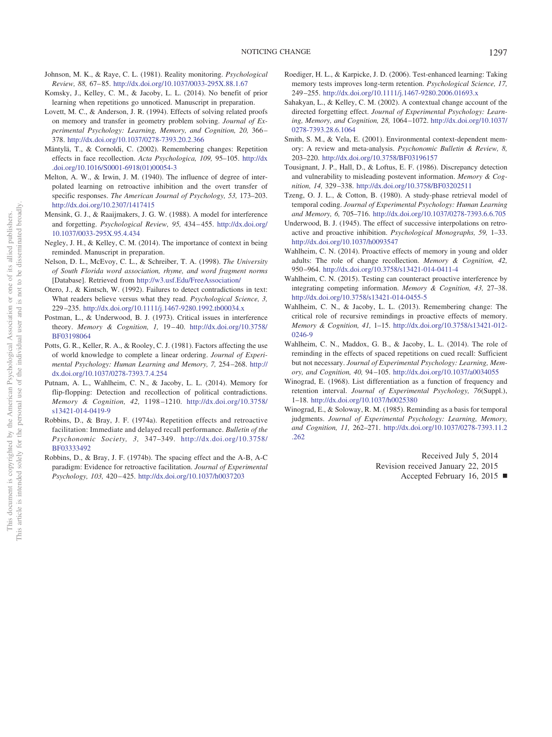Johnson, M. K., & Raye, C. L. (1981). Reality monitoring. *Psychological Review, 88,* 67–85. http://dx.doi.org/10.1037/0033-295X.88.1.67

Komsky, J., Kelley, C. M., & Jacoby, L. L. (2014). No benefit of prior learning when repetitions go unnoticed. Manuscript in preparation.

Lovett, M. C., & Anderson, J. R. (1994). Effects of solving related proofs on memory and transfer in geometry problem solving. *Journal of Experimental Psychology: Learning, Memory, and Cognition, 20,* 366–378. http://dx.doi.org/10.1037/0278-7393.20.2.366

Mäntylä, T., & Cornoldi, C. (2002). Remembering changes: Repetition effects in face recollection. *Acta Psychologica, 109,* 95–105. http://dx.doi.org/10.1016/S0001-6918(01)00054-3

Melton, A. W., & Irwin, J. M. (1940). The influence of degree of interpolated learning on retroactive inhibition and the overt transfer of specific responses. *The American Journal of Psychology, 53,* 173–203. http://dx.doi.org/10.2307/1417415

Mensink, G. J., & Raaijmakers, J. G. W. (1988). A model for interference and forgetting. *Psychological Review, 95,* 434–455. http://dx.doi.org/10.1037/0033-295X.95.4.434

Negley, J. H., & Kelley, C. M. (2014). The importance of context in being reminded. Manuscript in preparation.

Nelson, D. L., McEvoy, C. L., & Schreiber, T. A. (1998). *The University of South Florida word association, rhyme, and word fragment norms* [Database]. Retrieved from http://w3.usf.Edu/FreeAssociation/

Otero, J., & Kintsch, W. (1992). Failures to detect contradictions in text: What readers believe versus what they read. *Psychological Science, 3,* 229–235. http://dx.doi.org/10.1111/j.1467-9280.1992.tb00034.x

Postman, L., & Underwood, B. J. (1973). Critical issues in interference theory. *Memory & Cognition, 1,* 19–40. http://dx.doi.org/10.3758/BF03198064

Potts, G. R., Keller, R. A., & Rooley, C. J. (1981). Factors affecting the use of world knowledge to complete a linear ordering. *Journal of Experimental Psychology: Human Learning and Memory, 7,* 254–268. http://dx.doi.org/10.1037/0278-7393.7.4.254

Putnam, A. L., Wahlheim, C. N., & Jacoby, L. L. (2014). Memory for flip-flopping: Detection and recollection of political contradictions. *Memory & Cognition, 42,* 1198–1210. http://dx.doi.org/10.3758/s13421-014-0419-9

Robbins, D., & Bray, J. F. (1974a). Repetition effects and retroactive facilitation: Immediate and delayed recall performance. *Bulletin of the Psychonomic Society, 3,* 347–349. http://dx.doi.org/10.3758/BF03333492

Robbins, D., & Bray, J. F. (1974b). The spacing effect and the A-B, A-C paradigm: Evidence for retroactive facilitation. *Journal of Experimental Psychology, 103,* 420–425. http://dx.doi.org/10.1037/h0037203

Roediger, H. L., & Karpicke, J. D. (2006). Test-enhanced learning: Taking memory tests improves long-term retention. *Psychological Science, 17,* 249–255. http://dx.doi.org/10.1111/j.1467-9280.2006.01693.x

Sahakyan, L., & Kelley, C. M. (2002). A contextual change account of the directed forgetting effect. *Journal of Experimental Psychology: Learning, Memory, and Cognition, 28,* 1064–1072. http://dx.doi.org/10.1037/0278-7393.28.6.1064

Smith, S. M., & Vela, E. (2001). Environmental context-dependent memory: A review and meta-analysis. *Psychonomic Bulletin & Review, 8,* 203–220. http://dx.doi.org/10.3758/BF03196157

Tousignant, J. P., Hall, D., & Loftus, E. F. (1986). Discrepancy detection and vulnerability to misleading postevent information. *Memory & Cognition, 14,* 329–338. http://dx.doi.org/10.3758/BF03202511

Tzeng, O. J. L., & Cotton, B. (1980). A study-phase retrieval model of temporal coding. *Journal of Experimental Psychology: Human Learning and Memory, 6,* 705–716. http://dx.doi.org/10.1037/0278-7393.6.6.705

Underwood, B. J. (1945). The effect of successive interpolations on retroactive and proactive inhibition. *Psychological Monographs, 59,* 1–33. http://dx.doi.org/10.1037/h0093547

Wahlheim, C. N. (2014). Proactive effects of memory in young and older adults: The role of change recollection. *Memory & Cognition, 42,* 950–964. http://dx.doi.org/10.3758/s13421-014-0411-4

Wahlheim, C. N. (2015). Testing can counteract proactive interference by integrating competing information. *Memory & Cognition, 43,* 27–38. http://dx.doi.org/10.3758/s13421-014-0455-5

Wahlheim, C. N., & Jacoby, L. L. (2013). Remembering change: The critical role of recursive remindings in proactive effects of memory. *Memory & Cognition, 41,* 1–15. http://dx.doi.org/10.3758/s13421-012-0246-9

Wahlheim, C. N., Maddox, G. B., & Jacoby, L. L. (2014). The role of reminding in the effects of spaced repetitions on cued recall: Sufficient but not necessary. *Journal of Experimental Psychology: Learning, Memory, and Cognition, 40,* 94–105. http://dx.doi.org/10.1037/a0034055

Winograd, E. (1968). List differentiation as a function of frequency and retention interval. *Journal of Experimental Psychology, 76*(Suppl.), 1–18. http://dx.doi.org/10.1037/h0025380

Winograd, E., & Soloway, R. M. (1985). Reminding as a basis for temporal judgments. *Journal of Experimental Psychology: Learning, Memory, and Cognition, 11,* 262–271. http://dx.doi.org/10.1037/0278-7393.11.2.262

Received July 5, 2014
Revision received January 22, 2015
Accepted February 16, 2015 ■